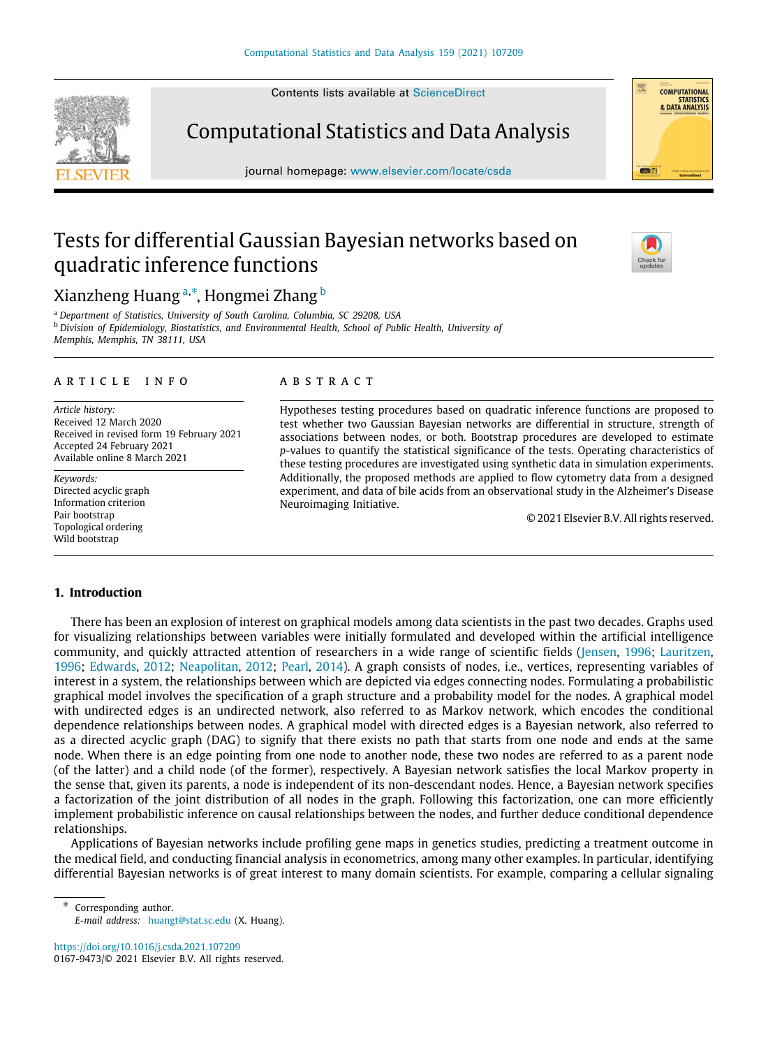# Tests for differential Gaussian Bayesian networks based on quadratic inference functions

Xianzheng Huang [a,*], Hongmei Zhang [b]

[a] Department of Statistics, University of South Carolina, Columbia, SC 29208, USA
[b] Division of Epidemiology, Biostatistics, and Environmental Health, School of Public Health, University of Memphis, Memphis, TN 38111, USA

## ARTICLE INFO

*Article history:*
Received 12 March 2020
Received in revised form 19 February 2021
Accepted 24 February 2021
Available online 8 March 2021

*Keywords:*
Directed acyclic graph
Information criterion
Pair bootstrap
Topological ordering
Wild bootstrap

## ABSTRACT

Hypotheses testing procedures based on quadratic inference functions are proposed to test whether two Gaussian Bayesian networks are differential in structure, strength of associations between nodes, or both. Bootstrap procedures are developed to estimate *p*-values to quantify the statistical significance of the tests. Operating characteristics of these testing procedures are investigated using synthetic data in simulation experiments. Additionally, the proposed methods are applied to flow cytometry data from a designed experiment, and data of bile acids from an observational study in the Alzheimer's Disease Neuroimaging Initiative.

© 2021 Elsevier B.V. All rights reserved.

## 1. Introduction

There has been an explosion of interest on graphical models among data scientists in the past two decades. Graphs used for visualizing relationships between variables were initially formulated and developed within the artificial intelligence community, and quickly attracted attention of researchers in a wide range of scientific fields (Jensen, 1996; Lauritzen, 1996; Edwards, 2012; Neapolitan, 2012; Pearl, 2014). A graph consists of nodes, i.e., vertices, representing variables of interest in a system, the relationships between which are depicted via edges connecting nodes. Formulating a probabilistic graphical model involves the specification of a graph structure and a probability model for the nodes. A graphical model with undirected edges is an undirected network, also referred to as Markov network, which encodes the conditional dependence relationships between nodes. A graphical model with directed edges is a Bayesian network, also referred to as a directed acyclic graph (DAG) to signify that there exists no path that starts from one node and ends at the same node. When there is an edge pointing from one node to another node, these two nodes are referred to as a parent node (of the latter) and a child node (of the former), respectively. A Bayesian network satisfies the local Markov property in the sense that, given its parents, a node is independent of its non-descendant nodes. Hence, a Bayesian network specifies a factorization of the joint distribution of all nodes in the graph. Following this factorization, one can more efficiently implement probabilistic inference on causal relationships between the nodes, and further deduce conditional dependence relationships.

Applications of Bayesian networks include profiling gene maps in genetics studies, predicting a treatment outcome in the medical field, and conducting financial analysis in econometrics, among many other examples. In particular, identifying differential Bayesian networks is of great interest to many domain scientists. For example, comparing a cellular signaling

---

\* Corresponding author.
*E-mail address:* huangt@stat.sc.edu (X. Huang).

https://doi.org/10.1016/j.csda.2021.107209
0167-9473/© 2021 Elsevier B.V. All rights reserved.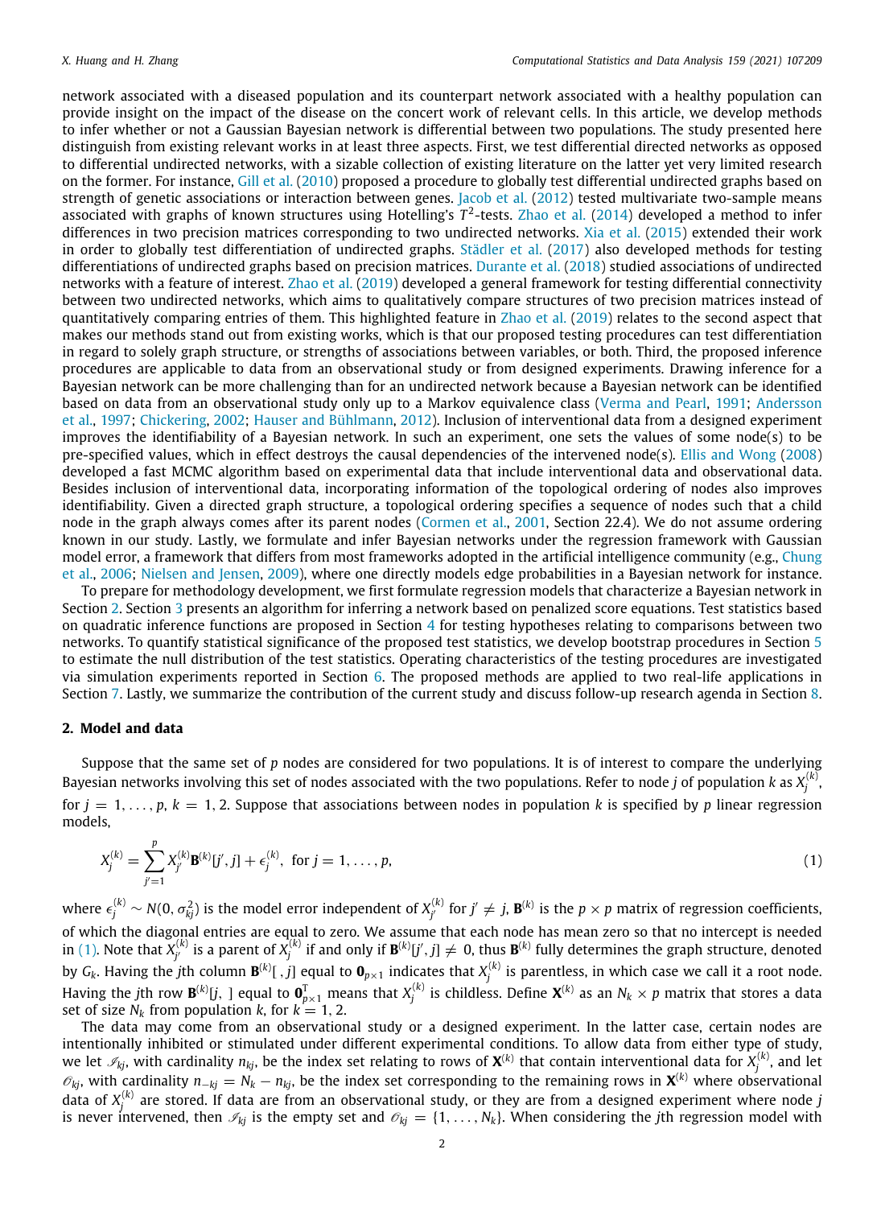network associated with a diseased population and its counterpart network associated with a healthy population can provide insight on the impact of the disease on the concert work of relevant cells. In this article, we develop methods to infer whether or not a Gaussian Bayesian network is differential between two populations. The study presented here distinguish from existing relevant works in at least three aspects. First, we test differential directed networks as opposed to differential undirected networks, with a sizable collection of existing literature on the latter yet very limited research on the former. For instance, Gill et al. (2010) proposed a procedure to globally test differential undirected graphs based on strength of genetic associations or interaction between genes. Jacob et al. (2012) tested multivariate two-sample means associated with graphs of known structures using Hotelling's $T^2$-tests. Zhao et al. (2014) developed a method to infer differences in two precision matrices corresponding to two undirected networks. Xia et al. (2015) extended their work in order to globally test differentiation of undirected graphs. Städler et al. (2017) also developed methods for testing differentiations of undirected graphs based on precision matrices. Durante et al. (2018) studied associations of undirected networks with a feature of interest. Zhao et al. (2019) developed a general framework for testing differential connectivity between two undirected networks, which aims to qualitatively compare structures of two precision matrices instead of quantitatively comparing entries of them. This highlighted feature in Zhao et al. (2019) relates to the second aspect that makes our methods stand out from existing works, which is that our proposed testing procedures can test differentiation in regard to solely graph structure, or strengths of associations between variables, or both. Third, the proposed inference procedures are applicable to data from an observational study or from designed experiments. Drawing inference for a Bayesian network can be more challenging than for an undirected network because a Bayesian network can be identified based on data from an observational study only up to a Markov equivalence class (Verma and Pearl, 1991; Andersson et al., 1997; Chickering, 2002; Hauser and Bühlmann, 2012). Inclusion of interventional data from a designed experiment improves the identifiability of a Bayesian network. In such an experiment, one sets the values of some node(s) to be pre-specified values, which in effect destroys the causal dependencies of the intervened node(s). Ellis and Wong (2008) developed a fast MCMC algorithm based on experimental data that include interventional data and observational data. Besides inclusion of interventional data, incorporating information of the topological ordering of nodes also improves identifiability. Given a directed graph structure, a topological ordering specifies a sequence of nodes such that a child node in the graph always comes after its parent nodes (Cormen et al., 2001, Section 22.4). We do not assume ordering known in our study. Lastly, we formulate and infer Bayesian networks under the regression framework with Gaussian model error, a framework that differs from most frameworks adopted in the artificial intelligence community (e.g., Chung et al., 2006; Nielsen and Jensen, 2009), where one directly models edge probabilities in a Bayesian network for instance.

To prepare for methodology development, we first formulate regression models that characterize a Bayesian network in Section 2. Section 3 presents an algorithm for inferring a network based on penalized score equations. Test statistics based on quadratic inference functions are proposed in Section 4 for testing hypotheses relating to comparisons between two networks. To quantify statistical significance of the proposed test statistics, we develop bootstrap procedures in Section 5 to estimate the null distribution of the test statistics. Operating characteristics of the testing procedures are investigated via simulation experiments reported in Section 6. The proposed methods are applied to two real-life applications in Section 7. Lastly, we summarize the contribution of the current study and discuss follow-up research agenda in Section 8.

## 2. Model and data

Suppose that the same set of $p$ nodes are considered for two populations. It is of interest to compare the underlying Bayesian networks involving this set of nodes associated with the two populations. Refer to node $j$ of population $k$ as $X_j^{(k)}$, for $j = 1, \ldots, p$, $k = 1, 2$. Suppose that associations between nodes in population $k$ is specified by $p$ linear regression models,

$$X_j^{(k)} = \sum_{j'=1}^{p} X_{j'}^{(k)} \mathbf{B}^{(k)}[j', j] + \epsilon_j^{(k)}, \text{ for } j = 1, \ldots, p, \tag{1}$$

where $\epsilon_j^{(k)} \sim N(0, \sigma_{kj}^2)$ is the model error independent of $X_{j'}^{(k)}$ for $j' \neq j$, $\mathbf{B}^{(k)}$ is the $p \times p$ matrix of regression coefficients, of which the diagonal entries are equal to zero. We assume that each node has mean zero so that no intercept is needed in (1). Note that $X_{j'}^{(k)}$ is a parent of $X_j^{(k)}$ if and only if $\mathbf{B}^{(k)}[j', j] \neq 0$, thus $\mathbf{B}^{(k)}$ fully determines the graph structure, denoted by $G_k$. Having the $j$th column $\mathbf{B}^{(k)}[\,, j]$ equal to $\mathbf{0}_{p\times 1}$ indicates that $X_j^{(k)}$ is parentless, in which case we call it a root node. Having the $j$th row $\mathbf{B}^{(k)}[j, \,]$ equal to $\mathbf{0}_{p\times 1}^{\mathrm{T}}$ means that $X_j^{(k)}$ is childless. Define $\mathbf{X}^{(k)}$ as an $N_k \times p$ matrix that stores a data set of size $N_k$ from population $k$, for $k = 1, 2$.

The data may come from an observational study or a designed experiment. In the latter case, certain nodes are intentionally inhibited or stimulated under different experimental conditions. To allow data from either type of study, we let $\mathscr{I}_{kj}$, with cardinality $n_{kj}$, be the index set relating to rows of $\mathbf{X}^{(k)}$ that contain interventional data for $X_j^{(k)}$, and let $\mathscr{O}_{kj}$, with cardinality $n_{-kj} = N_k - n_{kj}$, be the index set corresponding to the remaining rows in $\mathbf{X}^{(k)}$ where observational data of $X_j^{(k)}$ are stored. If data are from an observational study, or they are from a designed experiment where node $j$ is never intervened, then $\mathscr{I}_{kj}$ is the empty set and $\mathscr{O}_{kj} = \{1, \ldots, N_k\}$. When considering the $j$th regression model with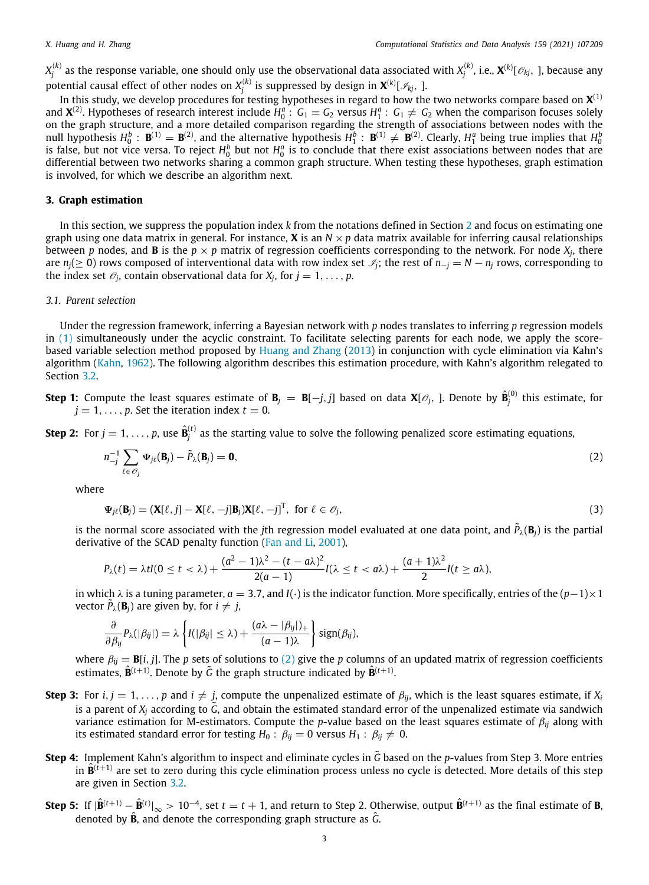$X_j^{(k)}$ as the response variable, one should only use the observational data associated with $X_j^{(k)}$, i.e., $\mathbf{X}^{(k)}[\mathscr{O}_{kj},\,]$, because any potential causal effect of other nodes on $X_j^{(k)}$ is suppressed by design in $\mathbf{X}^{(k)}[\mathscr{I}_{kj},\,]$.

In this study, we develop procedures for testing hypotheses in regard to how the two networks compare based on $\mathbf{X}^{(1)}$ and $\mathbf{X}^{(2)}$. Hypotheses of research interest include $H_0^a:\ G_1 = G_2$ versus $H_1^a:\ G_1 \neq G_2$ when the comparison focuses solely on the graph structure, and a more detailed comparison regarding the strength of associations between nodes with the null hypothesis $H_0^b:\ \mathbf{B}^{(1)} = \mathbf{B}^{(2)}$, and the alternative hypothesis $H_1^b:\ \mathbf{B}^{(1)} \neq \mathbf{B}^{(2)}$. Clearly, $H_1^a$ being true implies that $H_0^b$ is false, but not vice versa. To reject $H_0^b$ but not $H_0^a$ is to conclude that there exist associations between nodes that are differential between two networks sharing a common graph structure. When testing these hypotheses, graph estimation is involved, for which we describe an algorithm next.

## 3. Graph estimation

In this section, we suppress the population index $k$ from the notations defined in Section 2 and focus on estimating one graph using one data matrix in general. For instance, $\mathbf{X}$ is an $N \times p$ data matrix available for inferring causal relationships between $p$ nodes, and $\mathbf{B}$ is the $p \times p$ matrix of regression coefficients corresponding to the network. For node $X_j$, there are $n_j (\geq 0)$ rows composed of interventional data with row index set $\mathscr{I}_j$; the rest of $n_{-j} = N - n_j$ rows, corresponding to the index set $\mathscr{O}_j$, contain observational data for $X_j$, for $j = 1, \ldots, p$.

### 3.1. Parent selection

Under the regression framework, inferring a Bayesian network with $p$ nodes translates to inferring $p$ regression models in (1) simultaneously under the acyclic constraint. To facilitate selecting parents for each node, we apply the score-based variable selection method proposed by Huang and Zhang (2013) in conjunction with cycle elimination via Kahn's algorithm (Kahn, 1962). The following algorithm describes this estimation procedure, with Kahn's algorithm relegated to Section 3.2.

**Step 1:** Compute the least squares estimate of $\mathbf{B}_j = \mathbf{B}[-j, j]$ based on data $\mathbf{X}[\mathscr{O}_j,\,]$. Denote by $\hat{\mathbf{B}}_j^{(0)}$ this estimate, for $j = 1, \ldots, p$. Set the iteration index $t = 0$.

**Step 2:** For $j = 1, \ldots, p$, use $\hat{\mathbf{B}}_j^{(t)}$ as the starting value to solve the following penalized score estimating equations,

$$n_{-j}^{-1} \sum_{\ell \in \mathscr{O}_j} \Psi_{j\ell}(\mathbf{B}_j) - \tilde{P}_\lambda(\mathbf{B}_j) = \mathbf{0}, \tag{2}$$

where

$$\Psi_{j\ell}(\mathbf{B}_j) = (\mathbf{X}[\ell, j] - \mathbf{X}[\ell, -j]\mathbf{B}_j)\mathbf{X}[\ell, -j]^{\mathrm{T}}, \ \text{ for } \ell \in \mathscr{O}_j, \tag{3}$$

is the normal score associated with the $j$th regression model evaluated at one data point, and $\tilde{P}_\lambda(\mathbf{B}_j)$ is the partial derivative of the SCAD penalty function (Fan and Li, 2001),

$$P_\lambda(t) = \lambda t I(0 \leq t < \lambda) + \frac{(a^2-1)\lambda^2 - (t - a\lambda)^2}{2(a-1)} I(\lambda \leq t < a\lambda) + \frac{(a+1)\lambda^2}{2} I(t \geq a\lambda),$$

in which $\lambda$ is a tuning parameter, $a = 3.7$, and $I(\cdot)$ is the indicator function. More specifically, entries of the $(p-1)\times 1$ vector $\tilde{P}_\lambda(\mathbf{B}_j)$ are given by, for $i \neq j$,

$$\frac{\partial}{\partial \beta_{ij}} P_\lambda(|\beta_{ij}|) = \lambda \left\{ I(|\beta_{ij}| \leq \lambda) + \frac{(a\lambda - |\beta_{ij}|)_+}{(a-1)\lambda} \right\} \mathrm{sign}(\beta_{ij}),$$

where $\beta_{ij} = \mathbf{B}[i, j]$. The $p$ sets of solutions to (2) give the $p$ columns of an updated matrix of regression coefficients estimates, $\hat{\mathbf{B}}^{(t+1)}$. Denote by $\tilde{G}$ the graph structure indicated by $\hat{\mathbf{B}}^{(t+1)}$.

**Step 3:** For $i, j = 1, \ldots, p$ and $i \neq j$, compute the unpenalized estimate of $\beta_{ij}$, which is the least squares estimate, if $X_i$ is a parent of $X_j$ according to $\tilde{G}$, and obtain the estimated standard error of the unpenalized estimate via sandwich variance estimation for M-estimators. Compute the $p$-value based on the least squares estimate of $\beta_{ij}$ along with its estimated standard error for testing $H_0:\ \beta_{ij} = 0$ versus $H_1:\ \beta_{ij} \neq 0$.

**Step 4:** Implement Kahn's algorithm to inspect and eliminate cycles in $\tilde{G}$ based on the $p$-values from Step 3. More entries in $\hat{\mathbf{B}}^{(t+1)}$ are set to zero during this cycle elimination process unless no cycle is detected. More details of this step are given in Section 3.2.

**Step 5:** If $|\hat{\mathbf{B}}^{(t+1)} - \hat{\mathbf{B}}^{(t)}|_\infty > 10^{-4}$, set $t = t + 1$, and return to Step 2. Otherwise, output $\hat{\mathbf{B}}^{(t+1)}$ as the final estimate of $\mathbf{B}$, denoted by $\hat{\mathbf{B}}$, and denote the corresponding graph structure as $\hat{G}$.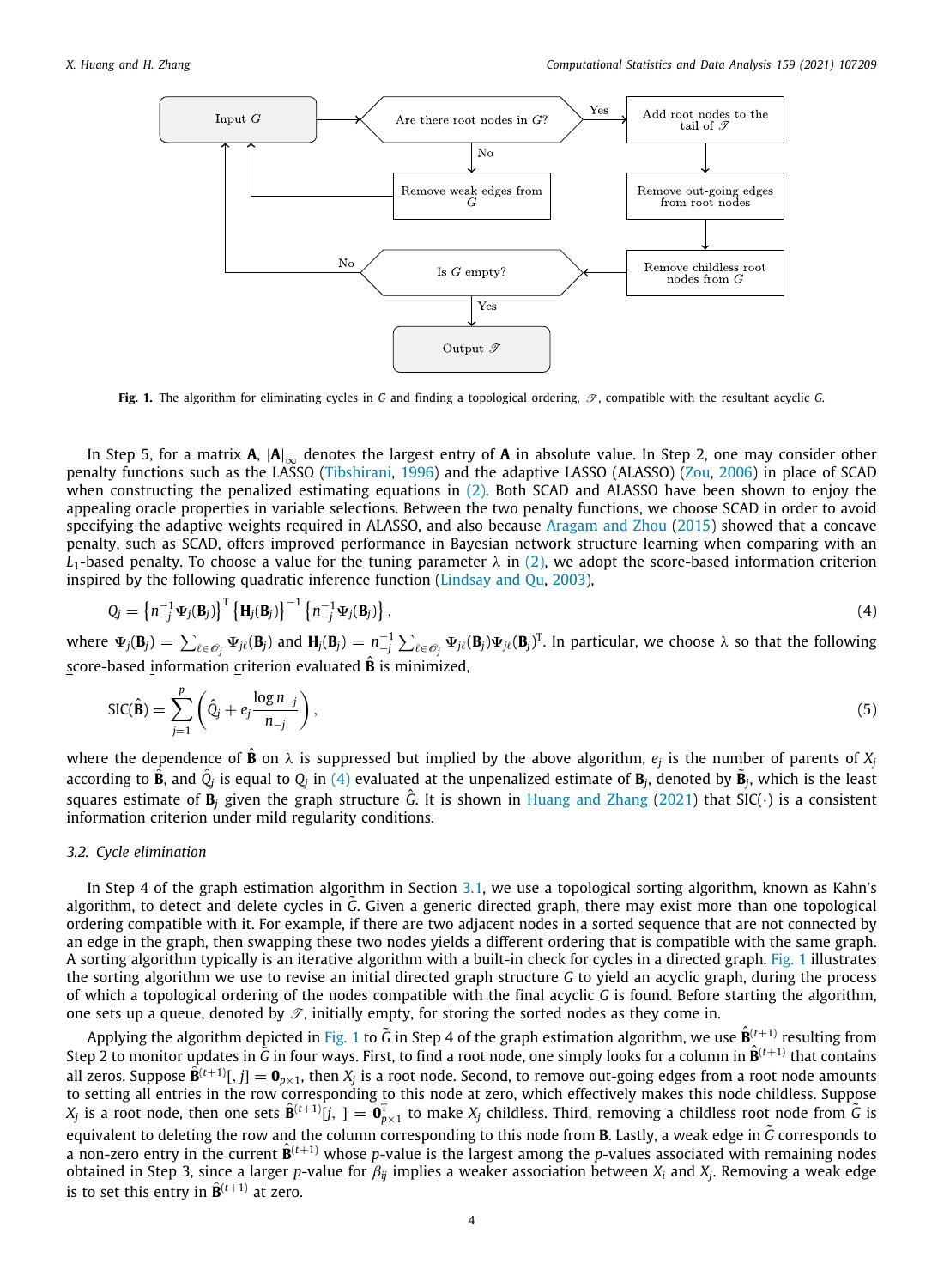**Fig. 1.** The algorithm for eliminating cycles in $G$ and finding a topological ordering, $\mathscr{T}$, compatible with the resultant acyclic $G$.

In Step 5, for a matrix $\mathbf{A}$, $|\mathbf{A}|_\infty$ denotes the largest entry of $\mathbf{A}$ in absolute value. In Step 2, one may consider other penalty functions such as the LASSO (Tibshirani, 1996) and the adaptive LASSO (ALASSO) (Zou, 2006) in place of SCAD when constructing the penalized estimating equations in (2). Both SCAD and ALASSO have been shown to enjoy the appealing oracle properties in variable selections. Between the two penalty functions, we choose SCAD in order to avoid specifying the adaptive weights required in ALASSO, and also because Aragam and Zhou (2015) showed that a concave penalty, such as SCAD, offers improved performance in Bayesian network structure learning when comparing with an $L_1$-based penalty. To choose a value for the tuning parameter $\lambda$ in (2), we adopt the score-based information criterion inspired by the following quadratic inference function (Lindsay and Qu, 2003),

$$Q_j = \left\{n_{-j}^{-1}\Psi_j(\mathbf{B}_j)\right\}^{\mathrm{T}} \left\{\mathbf{H}_j(\mathbf{B}_j)\right\}^{-1} \left\{n_{-j}^{-1}\Psi_j(\mathbf{B}_j)\right\}, \tag{4}$$

where $\Psi_j(\mathbf{B}_j) = \sum_{\ell \in \mathscr{O}_j} \Psi_{j\ell}(\mathbf{B}_j)$ and $\mathbf{H}_j(\mathbf{B}_j) = n_{-j}^{-1} \sum_{\ell \in \mathscr{O}_j} \Psi_{j\ell}(\mathbf{B}_j)\Psi_{j\ell}(\mathbf{B}_j)^{\mathrm{T}}$. In particular, we choose $\lambda$ so that the following score-based information criterion evaluated $\hat{\mathbf{B}}$ is minimized,

$$\mathrm{SIC}(\hat{\mathbf{B}}) = \sum_{j=1}^{p} \left( \hat{Q}_j + e_j \frac{\log n_{-j}}{n_{-j}} \right), \tag{5}$$

where the dependence of $\hat{\mathbf{B}}$ on $\lambda$ is suppressed but implied by the above algorithm, $e_j$ is the number of parents of $X_j$ according to $\hat{\mathbf{B}}$, and $\hat{Q}_j$ is equal to $Q_j$ in (4) evaluated at the unpenalized estimate of $\mathbf{B}_j$, denoted by $\tilde{\mathbf{B}}_j$, which is the least squares estimate of $\mathbf{B}_j$ given the graph structure $\hat{G}$. It is shown in Huang and Zhang (2021) that SIC$(\cdot)$ is a consistent information criterion under mild regularity conditions.

### 3.2. Cycle elimination

In Step 4 of the graph estimation algorithm in Section 3.1, we use a topological sorting algorithm, known as Kahn's algorithm, to detect and delete cycles in $\tilde{G}$. Given a generic directed graph, there may exist more than one topological ordering compatible with it. For example, if there are two adjacent nodes in a sorted sequence that are not connected by an edge in the graph, then swapping these two nodes yields a different ordering that is compatible with the same graph. A sorting algorithm typically is an iterative algorithm with a built-in check for cycles in a directed graph. Fig. 1 illustrates the sorting algorithm we use to revise an initial directed graph structure $G$ to yield an acyclic graph, during the process of which a topological ordering of the nodes compatible with the final acyclic $G$ is found. Before starting the algorithm, one sets up a queue, denoted by $\mathscr{T}$, initially empty, for storing the sorted nodes as they come in.

Applying the algorithm depicted in Fig. 1 to $\tilde{G}$ in Step 4 of the graph estimation algorithm, we use $\hat{\mathbf{B}}^{(t+1)}$ resulting from Step 2 to monitor updates in $\tilde{G}$ in four ways. First, to find a root node, one simply looks for a column in $\hat{\mathbf{B}}^{(t+1)}$ that contains all zeros. Suppose $\hat{\mathbf{B}}^{(t+1)}[, j] = \mathbf{0}_{p\times 1}$, then $X_j$ is a root node. Second, to remove out-going edges from a root node amounts to setting all entries in the row corresponding to this node at zero, which effectively makes this node childless. Suppose $X_j$ is a root node, then one sets $\hat{\mathbf{B}}^{(t+1)}[j, ] = \mathbf{0}_{p\times 1}^{\mathrm{T}}$ to make $X_j$ childless. Third, removing a childless root node from $\tilde{G}$ is equivalent to deleting the row and the column corresponding to this node from $\mathbf{B}$. Lastly, a weak edge in $\tilde{G}$ corresponds to a non-zero entry in the current $\hat{\mathbf{B}}^{(t+1)}$ whose $p$-value is the largest among the $p$-values associated with remaining nodes obtained in Step 3, since a larger $p$-value for $\beta_{ij}$ implies a weaker association between $X_i$ and $X_j$. Removing a weak edge is to set this entry in $\hat{\mathbf{B}}^{(t+1)}$ at zero.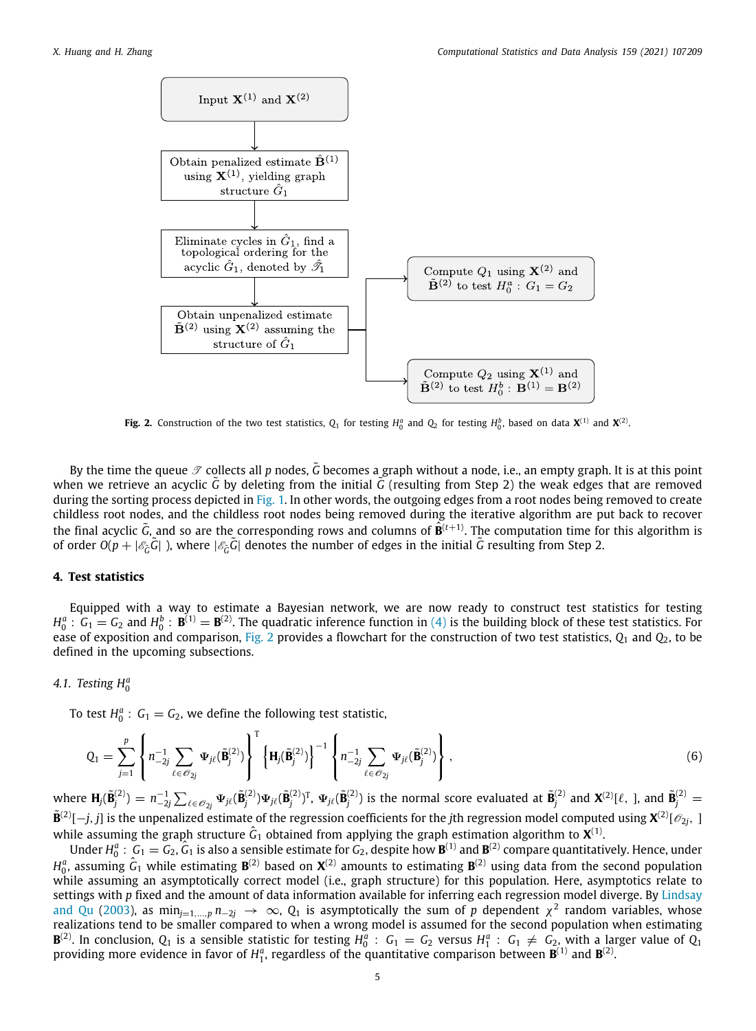Input $\mathbf{X}^{(1)}$ and $\mathbf{X}^{(2)}$

Obtain penalized estimate $\hat{\mathbf{B}}^{(1)}$ using $\mathbf{X}^{(1)}$, yielding graph structure $\hat{G}_1$

Eliminate cycles in $\hat{G}_1$, find a topological ordering for the acyclic $\hat{G}_1$, denoted by $\hat{\mathscr{T}}_1$

Obtain unpenalized estimate $\tilde{\mathbf{B}}^{(2)}$ using $\mathbf{X}^{(2)}$ assuming the structure of $\hat{G}_1$

Compute $Q_1$ using $\mathbf{X}^{(2)}$ and $\tilde{\mathbf{B}}^{(2)}$ to test $H_0^a: G_1 = G_2$

Compute $Q_2$ using $\mathbf{X}^{(1)}$ and $\tilde{\mathbf{B}}^{(2)}$ to test $H_0^b: \mathbf{B}^{(1)} = \mathbf{B}^{(2)}$

**Fig. 2.** Construction of the two test statistics, $Q_1$ for testing $H_0^a$ and $Q_2$ for testing $H_0^b$, based on data $\mathbf{X}^{(1)}$ and $\mathbf{X}^{(2)}$.

By the time the queue $\mathscr{T}$ collects all $p$ nodes, $\tilde{G}$ becomes a graph without a node, i.e., an empty graph. It is at this point when we retrieve an acyclic $\tilde{G}$ by deleting from the initial $\tilde{G}$ (resulting from Step 2) the weak edges that are removed during the sorting process depicted in Fig. 1. In other words, the outgoing edges from a root nodes being removed to create childless root nodes, and the childless root nodes being removed during the iterative algorithm are put back to recover the final acyclic $\tilde{G}$, and so are the corresponding rows and columns of $\hat{\mathbf{B}}^{(t+1)}$. The computation time for this algorithm is of order $O(p + |\mathscr{E}_{\tilde{G}}\tilde{G}|)$, where $|\mathscr{E}_{\tilde{G}}\tilde{G}|$ denotes the number of edges in the initial $\tilde{G}$ resulting from Step 2.

## 4. Test statistics

Equipped with a way to estimate a Bayesian network, we are now ready to construct test statistics for testing $H_0^a: G_1 = G_2$ and $H_0^b: \mathbf{B}^{(1)} = \mathbf{B}^{(2)}$. The quadratic inference function in (4) is the building block of these test statistics. For ease of exposition and comparison, Fig. 2 provides a flowchart for the construction of two test statistics, $Q_1$ and $Q_2$, to be defined in the upcoming subsections.

### 4.1. Testing $H_0^a$

To test $H_0^a: G_1 = G_2$, we define the following test statistic,

$$Q_1 = \sum_{j=1}^{p} \left\{ n_{-2j}^{-1} \sum_{\ell \in \mathscr{O}_{2j}} \boldsymbol{\Psi}_{j\ell}(\tilde{\mathbf{B}}_j^{(2)}) \right\}^{\mathrm{T}} \left\{ \mathbf{H}_j(\tilde{\mathbf{B}}_j^{(2)}) \right\}^{-1} \left\{ n_{-2j}^{-1} \sum_{\ell \in \mathscr{O}_{2j}} \boldsymbol{\Psi}_{j\ell}(\tilde{\mathbf{B}}_j^{(2)}) \right\}, \tag{6}$$

where $\mathbf{H}_j(\tilde{\mathbf{B}}_j^{(2)}) = n_{-2j}^{-1} \sum_{\ell \in \mathscr{O}_{2j}} \boldsymbol{\Psi}_{j\ell}(\tilde{\mathbf{B}}_j^{(2)}) \boldsymbol{\Psi}_{j\ell}(\tilde{\mathbf{B}}_j^{(2)})^{\mathrm{T}}$, $\boldsymbol{\Psi}_{j\ell}(\tilde{\mathbf{B}}_j^{(2)})$ is the normal score evaluated at $\tilde{\mathbf{B}}_j^{(2)}$ and $\mathbf{X}^{(2)}[\ell, ]$, and $\tilde{\mathbf{B}}_j^{(2)} = \tilde{\mathbf{B}}^{(2)}[-j, j]$ is the unpenalized estimate of the regression coefficients for the $j$th regression model computed using $\mathbf{X}^{(2)}[\mathscr{O}_{2j}, ]$ while assuming the graph structure $\hat{G}_1$ obtained from applying the graph estimation algorithm to $\mathbf{X}^{(1)}$.

Under $H_0^a: G_1 = G_2$, $\hat{G}_1$ is also a sensible estimate for $G_2$, despite how $\mathbf{B}^{(1)}$ and $\mathbf{B}^{(2)}$ compare quantitatively. Hence, under $H_0^a$, assuming $\hat{G}_1$ while estimating $\mathbf{B}^{(2)}$ based on $\mathbf{X}^{(2)}$ amounts to estimating $\mathbf{B}^{(2)}$ using data from the second population while assuming an asymptotically correct model (i.e., graph structure) for this population. Here, asymptotics relate to settings with $p$ fixed and the amount of data information available for inferring each regression model diverge. By Lindsay and Qu (2003), as $\min_{j=1,\ldots,p} n_{-2j} \to \infty$, $Q_1$ is asymptotically the sum of $p$ dependent $\chi^2$ random variables, whose realizations tend to be smaller compared to when a wrong model is assumed for the second population when estimating $\mathbf{B}^{(2)}$. In conclusion, $Q_1$ is a sensible statistic for testing $H_0^a: G_1 = G_2$ versus $H_1^a: G_1 \neq G_2$, with a larger value of $Q_1$ providing more evidence in favor of $H_1^a$, regardless of the quantitative comparison between $\mathbf{B}^{(1)}$ and $\mathbf{B}^{(2)}$.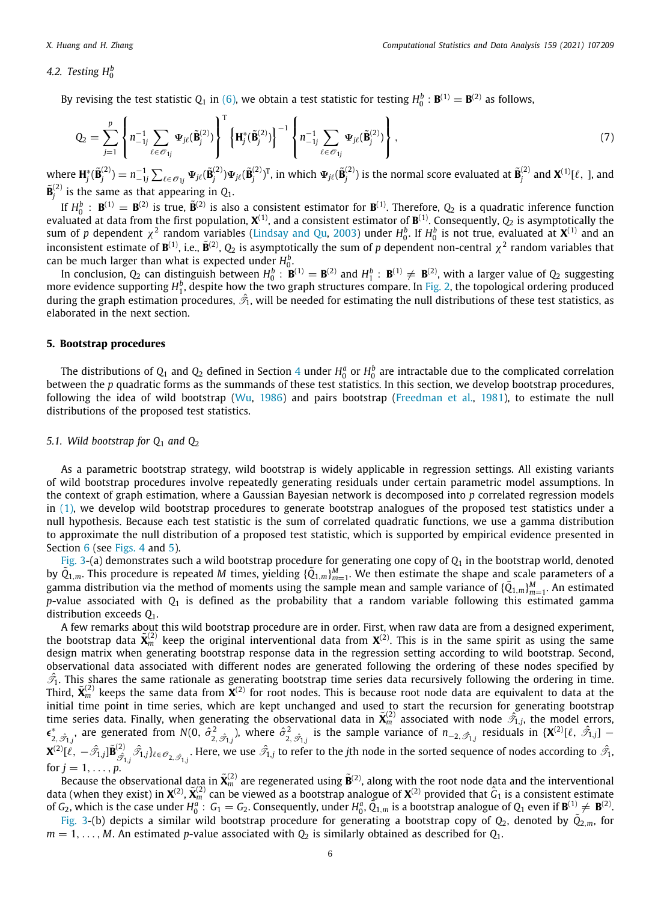### 4.2. Testing $H_0^b$

By revising the test statistic $Q_1$ in (6), we obtain a test statistic for testing $H_0^b: \mathbf{B}^{(1)} = \mathbf{B}^{(2)}$ as follows,

$$Q_2 = \sum_{j=1}^{p} \left\{ n_{-1j}^{-1} \sum_{\ell \in \mathscr{O}_{1j}} \Psi_{j\ell}(\tilde{\mathbf{B}}_j^{(2)}) \right\}^{\mathrm{T}} \left\{ \mathbf{H}_j^*(\tilde{\mathbf{B}}_j^{(2)}) \right\}^{-1} \left\{ n_{-1j}^{-1} \sum_{\ell \in \mathscr{O}_{1j}} \Psi_{j\ell}(\tilde{\mathbf{B}}_j^{(2)}) \right\}, \tag{7}$$

where $\mathbf{H}_j^*(\tilde{\mathbf{B}}_j^{(2)}) = n_{-1j}^{-1} \sum_{\ell \in \mathscr{O}_{1j}} \Psi_{j\ell}(\tilde{\mathbf{B}}_j^{(2)}) \Psi_{j\ell}(\tilde{\mathbf{B}}_j^{(2)})^{\mathrm{T}}$, in which $\Psi_{j\ell}(\tilde{\mathbf{B}}_j^{(2)})$ is the normal score evaluated at $\tilde{\mathbf{B}}_j^{(2)}$ and $\mathbf{X}^{(1)}[\ell, \,]$, and $\tilde{\mathbf{B}}_j^{(2)}$ is the same as that appearing in $Q_1$.

If $H_0^b: \mathbf{B}^{(1)} = \mathbf{B}^{(2)}$ is true, $\tilde{\mathbf{B}}^{(2)}$ is also a consistent estimator for $\mathbf{B}^{(1)}$. Therefore, $Q_2$ is a quadratic inference function evaluated at data from the first population, $\mathbf{X}^{(1)}$, and a consistent estimator of $\mathbf{B}^{(1)}$. Consequently, $Q_2$ is asymptotically the sum of $p$ dependent $\chi^2$ random variables (Lindsay and Qu, 2003) under $H_0^b$. If $H_0^b$ is not true, evaluated at $\mathbf{X}^{(1)}$ and an inconsistent estimate of $\mathbf{B}^{(1)}$, i.e., $\tilde{\mathbf{B}}^{(2)}$, $Q_2$ is asymptotically the sum of $p$ dependent non-central $\chi^2$ random variables that can be much larger than what is expected under $H_0^b$.

In conclusion, $Q_2$ can distinguish between $H_0^b: \mathbf{B}^{(1)} = \mathbf{B}^{(2)}$ and $H_1^b: \mathbf{B}^{(1)} \neq \mathbf{B}^{(2)}$, with a larger value of $Q_2$ suggesting more evidence supporting $H_1^b$, despite how the two graph structures compare. In Fig. 2, the topological ordering produced during the graph estimation procedures, $\hat{\mathscr{T}}_1$, will be needed for estimating the null distributions of these test statistics, as elaborated in the next section.

## 5. Bootstrap procedures

The distributions of $Q_1$ and $Q_2$ defined in Section 4 under $H_0^a$ or $H_0^b$ are intractable due to the complicated correlation between the $p$ quadratic forms as the summands of these test statistics. In this section, we develop bootstrap procedures, following the idea of wild bootstrap (Wu, 1986) and pairs bootstrap (Freedman et al., 1981), to estimate the null distributions of the proposed test statistics.

### 5.1. Wild bootstrap for $Q_1$ and $Q_2$

As a parametric bootstrap strategy, wild bootstrap is widely applicable in regression settings. All existing variants of wild bootstrap procedures involve repeatedly generating residuals under certain parametric model assumptions. In the context of graph estimation, where a Gaussian Bayesian network is decomposed into $p$ correlated regression models in (1), we develop wild bootstrap procedures to generate bootstrap analogues of the proposed test statistics under a null hypothesis. Because each test statistic is the sum of correlated quadratic functions, we use a gamma distribution to approximate the null distribution of a proposed test statistic, which is supported by empirical evidence presented in Section 6 (see Figs. 4 and 5).

Fig. 3-(a) demonstrates such a wild bootstrap procedure for generating one copy of $Q_1$ in the bootstrap world, denoted by $\tilde{Q}_{1,m}$. This procedure is repeated $M$ times, yielding $\{\tilde{Q}_{1,m}\}_{m=1}^{M}$. We then estimate the shape and scale parameters of a gamma distribution via the method of moments using the sample mean and sample variance of $\{\tilde{Q}_{1,m}\}_{m=1}^{M}$. An estimated $p$-value associated with $Q_1$ is defined as the probability that a random variable following this estimated gamma distribution exceeds $Q_1$.

A few remarks about this wild bootstrap procedure are in order. First, when raw data are from a designed experiment, the bootstrap data $\tilde{\mathbf{X}}_m^{(2)}$ keep the original interventional data from $\mathbf{X}^{(2)}$. This is in the same spirit as using the same design matrix when generating bootstrap response data in the regression setting according to wild bootstrap. Second, observational data associated with different nodes are generated following the ordering of these nodes specified by $\hat{\mathscr{T}}_1$. This shares the same rationale as generating bootstrap time series data recursively following the ordering in time. Third, $\tilde{\mathbf{X}}_m^{(2)}$ keeps the same data from $\mathbf{X}^{(2)}$ for root nodes. This is because root node data are equivalent to data at the initial time point in time series, which are kept unchanged and used to start the recursion for generating bootstrap time series data. Finally, when generating the observational data in $\tilde{\mathbf{X}}_m^{(2)}$ associated with node $\hat{\mathscr{T}}_{1,j}$, the model errors, $\boldsymbol{\epsilon}^*_{2,\hat{\mathscr{T}}_{1,j}}$, are generated from $N(0, \hat{\sigma}^2_{2,\hat{\mathscr{T}}_{1,j}})$, where $\hat{\sigma}^2_{2,\hat{\mathscr{T}}_{1,j}}$ is the sample variance of $n_{-2,\hat{\mathscr{T}}_{1,j}}$ residuals in $\{\mathbf{X}^{(2)}[\ell, \hat{\mathscr{T}}_{1,j}] - \mathbf{X}^{(2)}[\ell, -\hat{\mathscr{T}}_{1,j}]\tilde{\mathbf{B}}^{(2)}_{\hat{\mathscr{T}}_{1,j}} \hat{\mathscr{T}}_{1,j}\}_{\ell \in \mathscr{O}_{2,\hat{\mathscr{T}}_{1,j}}}$. Here, we use $\hat{\mathscr{T}}_{1,j}$ to refer to the $j$th node in the sorted sequence of nodes according to $\hat{\mathscr{T}}_1$, for $j = 1, \ldots, p$.

Because the observational data in $\tilde{\mathbf{X}}_m^{(2)}$ are regenerated using $\tilde{\mathbf{B}}^{(2)}$, along with the root node data and the interventional data (when they exist) in $\mathbf{X}^{(2)}$, $\tilde{\mathbf{X}}_m^{(2)}$ can be viewed as a bootstrap analogue of $\mathbf{X}^{(2)}$ provided that $\hat{G}_1$ is a consistent estimate of $G_2$, which is the case under $H_0^a: G_1 = G_2$. Consequently, under $H_0^a$, $\tilde{Q}_{1,m}$ is a bootstrap analogue of $Q_1$ even if $\mathbf{B}^{(1)} \neq \mathbf{B}^{(2)}$.

Fig. 3-(b) depicts a similar wild bootstrap procedure for generating a bootstrap copy of $Q_2$, denoted by $\tilde{Q}_{2,m}$, for $m = 1, \ldots, M$. An estimated $p$-value associated with $Q_2$ is similarly obtained as described for $Q_1$.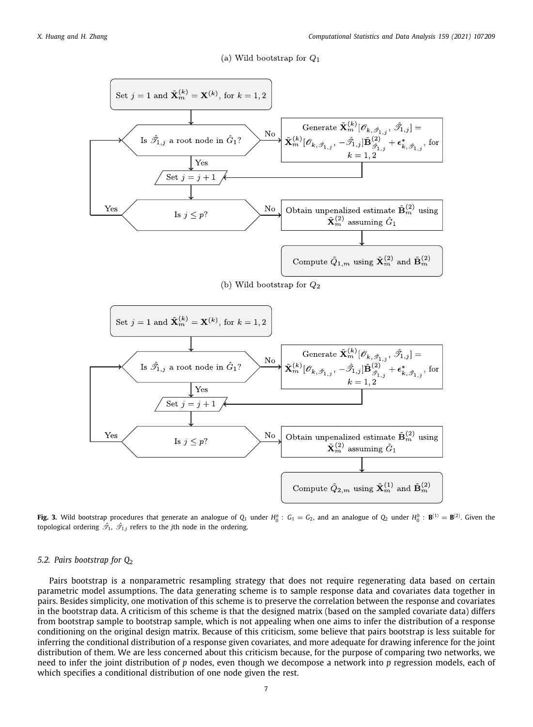(a) Wild bootstrap for $Q_1$

Set $j = 1$ and $\tilde{\mathbf{X}}_m^{(k)} = \mathbf{X}^{(k)}$, for $k = 1, 2$

Is $\hat{\mathscr{T}}_{1,j}$ a root node in $\hat{G}_1$?

No: Generate $\tilde{\mathbf{X}}_m^{(k)}[\mathscr{O}_{k,\hat{\mathscr{T}}_{1,j}}, \hat{\mathscr{T}}_{1,j}] = \tilde{\mathbf{X}}_m^{(k)}[\mathscr{O}_{k,\hat{\mathscr{T}}_{1,j}}, -\hat{\mathscr{T}}_{1,j}]\tilde{\mathbf{B}}^{(2)}_{\hat{\mathscr{T}}_{1,j}} + \boldsymbol{\epsilon}^*_{k,\hat{\mathscr{T}}_{1,j}}$, for $k = 1, 2$

Yes: Set $j = j + 1$

Is $j \leq p$? Yes / No

No: Obtain unpenalized estimate $\tilde{\mathbf{B}}_m^{(2)}$ using $\tilde{\mathbf{X}}_m^{(2)}$ assuming $\hat{G}_1$

Compute $\tilde{Q}_{1,m}$ using $\tilde{\mathbf{X}}_m^{(2)}$ and $\tilde{\mathbf{B}}_m^{(2)}$

(b) Wild bootstrap for $Q_2$

Set $j = 1$ and $\tilde{\mathbf{X}}_m^{(k)} = \mathbf{X}^{(k)}$, for $k = 1, 2$

Is $\hat{\mathscr{T}}_{1,j}$ a root node in $\hat{G}_1$?

No: Generate $\tilde{\mathbf{X}}_m^{(k)}[\mathscr{O}_{k,\hat{\mathscr{T}}_{1,j}}, \hat{\mathscr{T}}_{1,j}] = \tilde{\mathbf{X}}_m^{(k)}[\mathscr{O}_{k,\hat{\mathscr{T}}_{1,j}}, -\hat{\mathscr{T}}_{1,j}]\tilde{\mathbf{B}}^{(2)}_{\hat{\mathscr{T}}_{1,j}} + \boldsymbol{\epsilon}^*_{k,\hat{\mathscr{T}}_{1,j}}$, for $k = 1, 2$

Yes: Set $j = j + 1$

Is $j \leq p$? Yes / No

No: Obtain unpenalized estimate $\tilde{\mathbf{B}}_m^{(2)}$ using $\tilde{\mathbf{X}}_m^{(2)}$ assuming $\hat{G}_1$

Compute $\tilde{Q}_{2,m}$ using $\tilde{\mathbf{X}}_m^{(1)}$ and $\tilde{\mathbf{B}}_m^{(2)}$

**Fig. 3.** Wild bootstrap procedures that generate an analogue of $Q_1$ under $H_0^a : G_1 = G_2$, and an analogue of $Q_2$ under $H_0^b : \mathbf{B}^{(1)} = \mathbf{B}^{(2)}$. Given the topological ordering $\hat{\mathscr{T}}_1$, $\hat{\mathscr{T}}_{1,j}$ refers to the $j$th node in the ordering.

### 5.2. Pairs bootstrap for $Q_2$

Pairs bootstrap is a nonparametric resampling strategy that does not require regenerating data based on certain parametric model assumptions. The data generating scheme is to sample response data and covariates data together in pairs. Besides simplicity, one motivation of this scheme is to preserve the correlation between the response and covariates in the bootstrap data. A criticism of this scheme is that the designed matrix (based on the sampled covariate data) differs from bootstrap sample to bootstrap sample, which is not appealing when one aims to infer the distribution of a response conditioning on the original design matrix. Because of this criticism, some believe that pairs bootstrap is less suitable for inferring the conditional distribution of a response given covariates, and more adequate for drawing inference for the joint distribution of them. We are less concerned about this criticism because, for the purpose of comparing two networks, we need to infer the joint distribution of $p$ nodes, even though we decompose a network into $p$ regression models, each of which specifies a conditional distribution of one node given the rest.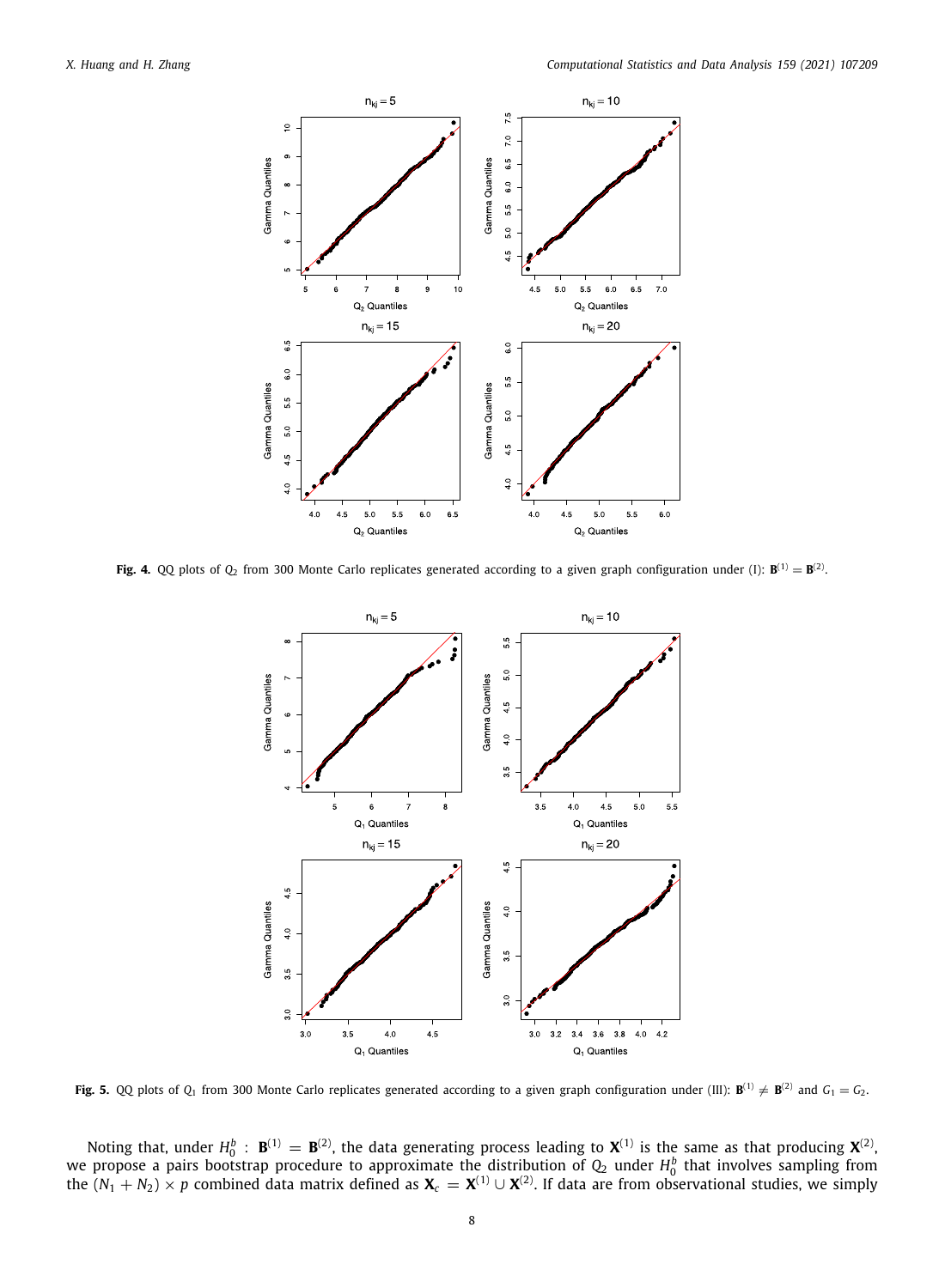**Fig. 4.** QQ plots of $Q_2$ from 300 Monte Carlo replicates generated according to a given graph configuration under (I): $\mathbf{B}^{(1)} = \mathbf{B}^{(2)}$.

**Fig. 5.** QQ plots of $Q_1$ from 300 Monte Carlo replicates generated according to a given graph configuration under (III): $\mathbf{B}^{(1)} \neq \mathbf{B}^{(2)}$ and $G_1 = G_2$.

Noting that, under $H_0^b$ : $\mathbf{B}^{(1)} = \mathbf{B}^{(2)}$, the data generating process leading to $\mathbf{X}^{(1)}$ is the same as that producing $\mathbf{X}^{(2)}$, we propose a pairs bootstrap procedure to approximate the distribution of $Q_2$ under $H_0^b$ that involves sampling from the $(N_1 + N_2) \times p$ combined data matrix defined as $\mathbf{X}_c = \mathbf{X}^{(1)} \cup \mathbf{X}^{(2)}$. If data are from observational studies, we simply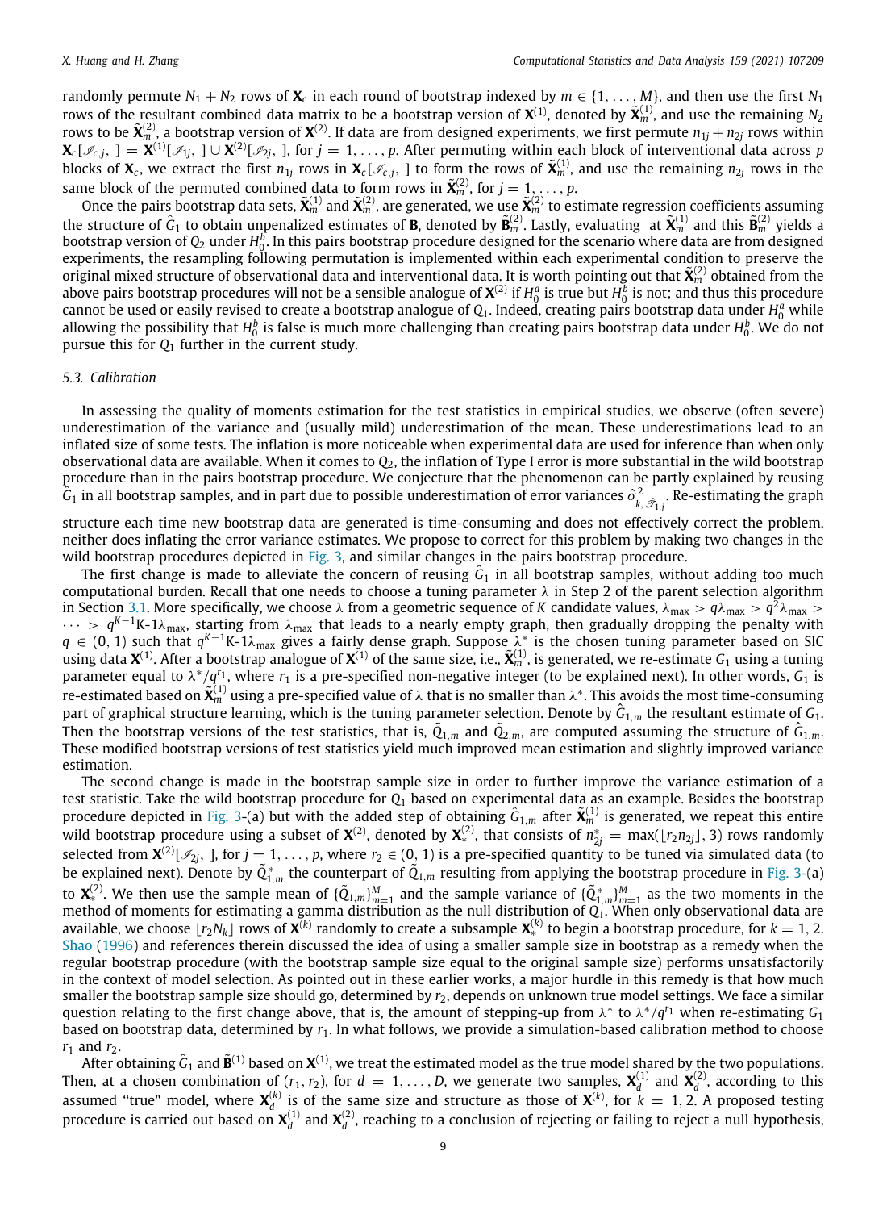randomly permute $N_1 + N_2$ rows of $\mathbf{X}_c$ in each round of bootstrap indexed by $m \in \{1, \ldots, M\}$, and then use the first $N_1$ rows of the resultant combined data matrix to be a bootstrap version of $\mathbf{X}^{(1)}$, denoted by $\tilde{\mathbf{X}}_m^{(1)}$, and use the remaining $N_2$ rows to be $\tilde{\mathbf{X}}_m^{(2)}$, a bootstrap version of $\mathbf{X}^{(2)}$. If data are from designed experiments, we first permute $n_{1j} + n_{2j}$ rows within $\mathbf{X}_c[\mathscr{I}_{c,j}, ] = \mathbf{X}^{(1)}[\mathscr{I}_{1j}, ] \cup \mathbf{X}^{(2)}[\mathscr{I}_{2j}, ]$, for $j = 1, \ldots, p$. After permuting within each block of interventional data across $p$ blocks of $\mathbf{X}_c$, we extract the first $n_{1j}$ rows in $\mathbf{X}_c[\mathscr{I}_{c,j}, ]$ to form the rows of $\tilde{\mathbf{X}}_m^{(1)}$, and use the remaining $n_{2j}$ rows in the same block of the permuted combined data to form rows in $\tilde{\mathbf{X}}_m^{(2)}$, for $j = 1, \ldots, p$.

Once the pairs bootstrap data sets, $\tilde{\mathbf{X}}_m^{(1)}$ and $\tilde{\mathbf{X}}_m^{(2)}$, are generated, we use $\tilde{\mathbf{X}}_m^{(2)}$ to estimate regression coefficients assuming the structure of $\hat{G}_1$ to obtain unpenalized estimates of $\mathbf{B}$, denoted by $\tilde{\mathbf{B}}_m^{(2)}$. Lastly, evaluating at $\tilde{\mathbf{X}}_m^{(1)}$ and this $\tilde{\mathbf{B}}_m^{(2)}$ yields a bootstrap version of $Q_2$ under $H_0^b$. In this pairs bootstrap procedure designed for the scenario where data are from designed experiments, the resampling following permutation is implemented within each experimental condition to preserve the original mixed structure of observational data and interventional data. It is worth pointing out that $\tilde{\mathbf{X}}_m^{(2)}$ obtained from the above pairs bootstrap procedures will not be a sensible analogue of $\mathbf{X}^{(2)}$ if $H_0^a$ is true but $H_0^b$ is not; and thus this procedure cannot be used or easily revised to create a bootstrap analogue of $Q_1$. Indeed, creating pairs bootstrap data under $H_0^a$ while allowing the possibility that $H_0^b$ is false is much more challenging than creating pairs bootstrap data under $H_0^b$. We do not pursue this for $Q_1$ further in the current study.

### 5.3. Calibration

In assessing the quality of moments estimation for the test statistics in empirical studies, we observe (often severe) underestimation of the variance and (usually mild) underestimation of the mean. These underestimations lead to an inflated size of some tests. The inflation is more noticeable when experimental data are used for inference than when only observational data are available. When it comes to $Q_2$, the inflation of Type I error is more substantial in the wild bootstrap procedure than in the pairs bootstrap procedure. We conjecture that the phenomenon can be partly explained by reusing $\hat{G}_1$ in all bootstrap samples, and in part due to possible underestimation of error variances $\hat{\sigma}^2_{k,\mathscr{T}_{1,j}}$. Re-estimating the graph structure each time new bootstrap data are generated is time-consuming and does not effectively correct the problem, neither does inflating the error variance estimates. We propose to correct for this problem by making two changes in the wild bootstrap procedures depicted in Fig. 3, and similar changes in the pairs bootstrap procedure.

The first change is made to alleviate the concern of reusing $\hat{G}_1$ in all bootstrap samples, without adding too much computational burden. Recall that one needs to choose a tuning parameter $\lambda$ in Step 2 of the parent selection algorithm in Section 3.1. More specifically, we choose $\lambda$ from a geometric sequence of $K$ candidate values, $\lambda_{\max} > q\lambda_{\max} > q^2\lambda_{\max} > \cdots > q^{K-1}$K-1$\lambda_{\max}$, starting from $\lambda_{\max}$ that leads to a nearly empty graph, then gradually dropping the penalty with $q \in (0, 1)$ such that $q^{K-1}$K-1$\lambda_{\max}$ gives a fairly dense graph. Suppose $\lambda^*$ is the chosen tuning parameter based on SIC using data $\mathbf{X}^{(1)}$. After a bootstrap analogue of $\mathbf{X}^{(1)}$ of the same size, i.e., $\tilde{\mathbf{X}}_m^{(1)}$, is generated, we re-estimate $G_1$ using a tuning parameter equal to $\lambda^*/q^{r_1}$, where $r_1$ is a pre-specified non-negative integer (to be explained next). In other words, $G_1$ is re-estimated based on $\tilde{\mathbf{X}}_m^{(1)}$ using a pre-specified value of $\lambda$ that is no smaller than $\lambda^*$. This avoids the most time-consuming part of graphical structure learning, which is the tuning parameter selection. Denote by $\hat{G}_{1,m}$ the resultant estimate of $G_1$. Then the bootstrap versions of the test statistics, that is, $\tilde{Q}_{1,m}$ and $\tilde{Q}_{2,m}$, are computed assuming the structure of $\hat{G}_{1,m}$. These modified bootstrap versions of test statistics yield much improved mean estimation and slightly improved variance estimation.

The second change is made in the bootstrap sample size in order to further improve the variance estimation of a test statistic. Take the wild bootstrap procedure for $Q_1$ based on experimental data as an example. Besides the bootstrap procedure depicted in Fig. 3-(a) but with the added step of obtaining $\hat{G}_{1,m}$ after $\tilde{\mathbf{X}}_m^{(1)}$ is generated, we repeat this entire wild bootstrap procedure using a subset of $\mathbf{X}^{(2)}$, denoted by $\mathbf{X}_*^{(2)}$, that consists of $n_{2j}^* = \max(\lfloor r_2 n_{2j} \rfloor, 3)$ rows randomly selected from $\mathbf{X}^{(2)}[\mathscr{I}_{2j}, ]$, for $j = 1, \ldots, p$, where $r_2 \in (0, 1)$ is a pre-specified quantity to be tuned via simulated data (to be explained next). Denote by $\tilde{Q}_{1,m}^*$ the counterpart of $\tilde{Q}_{1,m}$ resulting from applying the bootstrap procedure in Fig. 3-(a) to $\mathbf{X}_*^{(2)}$. We then use the sample mean of $\{\tilde{Q}_{1,m}\}_{m=1}^M$ and the sample variance of $\{\tilde{Q}_{1,m}^*\}_{m=1}^M$ as the two moments in the method of moments for estimating a gamma distribution as the null distribution of $Q_1$. When only observational data are available, we choose $\lfloor r_2 N_k \rfloor$ rows of $\mathbf{X}^{(k)}$ randomly to create a subsample $\mathbf{X}_*^{(k)}$ to begin a bootstrap procedure, for $k = 1, 2$. Shao (1996) and references therein discussed the idea of using a smaller sample size in bootstrap as a remedy when the regular bootstrap procedure (with the bootstrap sample size equal to the original sample size) performs unsatisfactorily in the context of model selection. As pointed out in these earlier works, a major hurdle in this remedy is that how much smaller the bootstrap sample size should go, determined by $r_2$, depends on unknown true model settings. We face a similar question relating to the first change above, that is, the amount of stepping-up from $\lambda^*$ to $\lambda^*/q^{r_1}$ when re-estimating $G_1$ based on bootstrap data, determined by $r_1$. In what follows, we provide a simulation-based calibration method to choose $r_1$ and $r_2$.

After obtaining $\hat{G}_1$ and $\hat{\mathbf{B}}^{(1)}$ based on $\mathbf{X}^{(1)}$, we treat the estimated model as the true model shared by the two populations. Then, at a chosen combination of $(r_1, r_2)$, for $d = 1, \ldots, D$, we generate two samples, $\mathbf{X}_d^{(1)}$ and $\mathbf{X}_d^{(2)}$, according to this assumed "true" model, where $\mathbf{X}_d^{(k)}$ is of the same size and structure as those of $\mathbf{X}^{(k)}$, for $k = 1, 2$. A proposed testing procedure is carried out based on $\mathbf{X}_d^{(1)}$ and $\mathbf{X}_d^{(2)}$, reaching to a conclusion of rejecting or failing to reject a null hypothesis,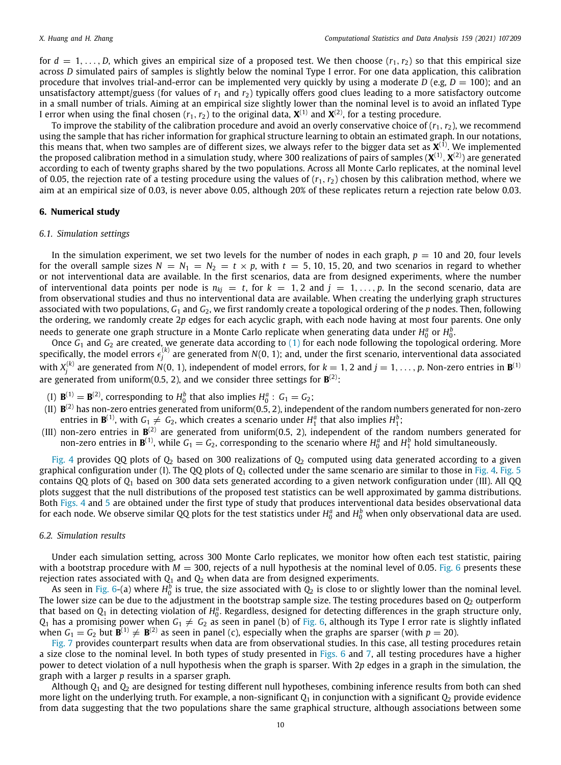for $d = 1, \ldots, D$, which gives an empirical size of a proposed test. We then choose $(r_1, r_2)$ so that this empirical size across $D$ simulated pairs of samples is slightly below the nominal Type I error. For one data application, this calibration procedure that involves trial-and-error can be implemented very quickly by using a moderate $D$ (e.g, $D = 100$); and an unsatisfactory attempt/guess (for values of $r_1$ and $r_2$) typically offers good clues leading to a more satisfactory outcome in a small number of trials. Aiming at an empirical size slightly lower than the nominal level is to avoid an inflated Type I error when using the final chosen $(r_1, r_2)$ to the original data, $\mathbf{X}^{(1)}$ and $\mathbf{X}^{(2)}$, for a testing procedure.

To improve the stability of the calibration procedure and avoid an overly conservative choice of $(r_1, r_2)$, we recommend using the sample that has richer information for graphical structure learning to obtain an estimated graph. In our notations, this means that, when two samples are of different sizes, we always refer to the bigger data set as $\mathbf{X}^{(1)}$. We implemented the proposed calibration method in a simulation study, where 300 realizations of pairs of samples $(\mathbf{X}^{(1)}, \mathbf{X}^{(2)})$ are generated according to each of twenty graphs shared by the two populations. Across all Monte Carlo replicates, at the nominal level of 0.05, the rejection rate of a testing procedure using the values of $(r_1, r_2)$ chosen by this calibration method, where we aim at an empirical size of 0.03, is never above 0.05, although 20% of these replicates return a rejection rate below 0.03.

## 6. Numerical study

### 6.1. Simulation settings

In the simulation experiment, we set two levels for the number of nodes in each graph, $p = 10$ and 20, four levels for the overall sample sizes $N = N_1 = N_2 = t \times p$, with $t = 5, 10, 15, 20$, and two scenarios in regard to whether or not interventional data are available. In the first scenarios, data are from designed experiments, where the number of interventional data points per node is $n_{kj} = t$, for $k = 1, 2$ and $j = 1, \ldots, p$. In the second scenario, data are from observational studies and thus no interventional data are available. When creating the underlying graph structures associated with two populations, $G_1$ and $G_2$, we first randomly create a topological ordering of the $p$ nodes. Then, following the ordering, we randomly create $2p$ edges for each acyclic graph, with each node having at most four parents. One only needs to generate one graph structure in a Monte Carlo replicate when generating data under $H_0^a$ or $H_0^b$.

Once $G_1$ and $G_2$ are created, we generate data according to (1) for each node following the topological ordering. More specifically, the model errors $\epsilon_j^{(k)}$ are generated from $N(0, 1)$; and, under the first scenario, interventional data associated with $X_j^{(k)}$ are generated from $N(0, 1)$, independent of model errors, for $k = 1, 2$ and $j = 1, \ldots, p$. Non-zero entries in $\mathbf{B}^{(1)}$ are generated from uniform(0.5, 2), and we consider three settings for $\mathbf{B}^{(2)}$:

(I) $\mathbf{B}^{(1)} = \mathbf{B}^{(2)}$, corresponding to $H_0^b$ that also implies $H_0^a : G_1 = G_2$;
(II) $\mathbf{B}^{(2)}$ has non-zero entries generated from uniform(0.5, 2), independent of the random numbers generated for non-zero entries in $\mathbf{B}^{(1)}$, with $G_1 \neq G_2$, which creates a scenario under $H_1^a$ that also implies $H_1^b$;
(III) non-zero entries in $\mathbf{B}^{(2)}$ are generated from uniform(0.5, 2), independent of the random numbers generated for non-zero entries in $\mathbf{B}^{(1)}$, while $G_1 = G_2$, corresponding to the scenario where $H_0^a$ and $H_1^b$ hold simultaneously.

Fig. 4 provides QQ plots of $Q_2$ based on 300 realizations of $Q_2$ computed using data generated according to a given graphical configuration under (I). The QQ plots of $Q_1$ collected under the same scenario are similar to those in Fig. 4. Fig. 5 contains QQ plots of $Q_1$ based on 300 data sets generated according to a given network configuration under (III). All QQ plots suggest that the null distributions of the proposed test statistics can be well approximated by gamma distributions. Both Figs. 4 and 5 are obtained under the first type of study that produces interventional data besides observational data for each node. We observe similar QQ plots for the test statistics under $H_0^a$ and $H_0^b$ when only observational data are used.

### 6.2. Simulation results

Under each simulation setting, across 300 Monte Carlo replicates, we monitor how often each test statistic, pairing with a bootstrap procedure with $M = 300$, rejects of a null hypothesis at the nominal level of 0.05. Fig. 6 presents these rejection rates associated with $Q_1$ and $Q_2$ when data are from designed experiments.

As seen in Fig. 6-(a) where $H_0^b$ is true, the size associated with $Q_2$ is close to or slightly lower than the nominal level. The lower size can be due to the adjustment in the bootstrap sample size. The testing procedures based on $Q_2$ outperform that based on $Q_1$ in detecting violation of $H_0^a$. Regardless, designed for detecting differences in the graph structure only, $Q_1$ has a promising power when $G_1 \neq G_2$ as seen in panel (b) of Fig. 6, although its Type I error rate is slightly inflated when $G_1 = G_2$ but $\mathbf{B}^{(1)} \neq \mathbf{B}^{(2)}$ as seen in panel (c), especially when the graphs are sparser (with $p = 20$).

Fig. 7 provides counterpart results when data are from observational studies. In this case, all testing procedures retain a size close to the nominal level. In both types of study presented in Figs. 6 and 7, all testing procedures have a higher power to detect violation of a null hypothesis when the graph is sparser. With $2p$ edges in a graph in the simulation, the graph with a larger $p$ results in a sparser graph.

Although $Q_1$ and $Q_2$ are designed for testing different null hypotheses, combining inference results from both can shed more light on the underlying truth. For example, a non-significant $Q_1$ in conjunction with a significant $Q_2$ provide evidence from data suggesting that the two populations share the same graphical structure, although associations between some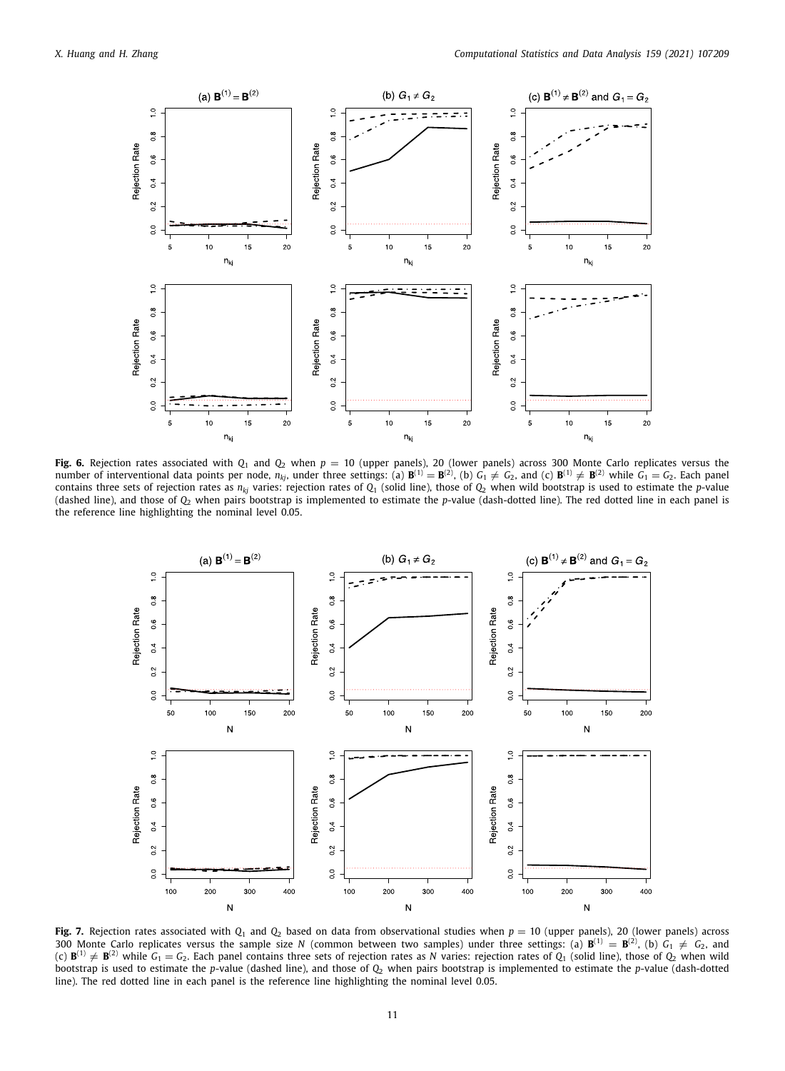**Fig. 6.** Rejection rates associated with $Q_1$ and $Q_2$ when $p = 10$ (upper panels), 20 (lower panels) across 300 Monte Carlo replicates versus the number of interventional data points per node, $n_{kj}$, under three settings: (a) $\mathbf{B}^{(1)} = \mathbf{B}^{(2)}$, (b) $G_1 \neq G_2$, and (c) $\mathbf{B}^{(1)} \neq \mathbf{B}^{(2)}$ while $G_1 = G_2$. Each panel contains three sets of rejection rates as $n_{kj}$ varies: rejection rates of $Q_1$ (solid line), those of $Q_2$ when wild bootstrap is used to estimate the $p$-value (dashed line), and those of $Q_2$ when pairs bootstrap is implemented to estimate the $p$-value (dash-dotted line). The red dotted line in each panel is the reference line highlighting the nominal level 0.05.

**Fig. 7.** Rejection rates associated with $Q_1$ and $Q_2$ based on data from observational studies when $p = 10$ (upper panels), 20 (lower panels) across 300 Monte Carlo replicates versus the sample size $N$ (common between two samples) under three settings: (a) $\mathbf{B}^{(1)} = \mathbf{B}^{(2)}$, (b) $G_1 \neq G_2$, and (c) $\mathbf{B}^{(1)} \neq \mathbf{B}^{(2)}$ while $G_1 = G_2$. Each panel contains three sets of rejection rates as $N$ varies: rejection rates of $Q_1$ (solid line), those of $Q_2$ when wild bootstrap is used to estimate the $p$-value (dashed line), and those of $Q_2$ when pairs bootstrap is implemented to estimate the $p$-value (dash-dotted line). The red dotted line in each panel is the reference line highlighting the nominal level 0.05.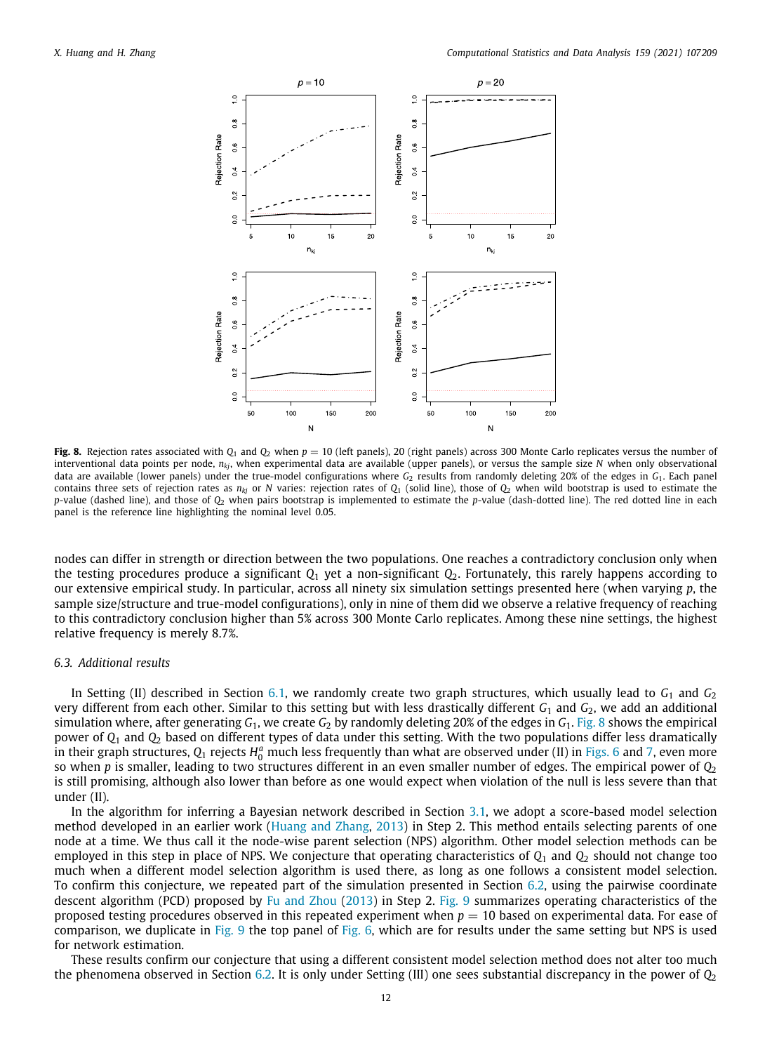**Fig. 8.** Rejection rates associated with $Q_1$ and $Q_2$ when $p = 10$ (left panels), 20 (right panels) across 300 Monte Carlo replicates versus the number of interventional data points per node, $n_{kj}$, when experimental data are available (upper panels), or versus the sample size $N$ when only observational data are available (lower panels) under the true-model configurations where $G_2$ results from randomly deleting 20% of the edges in $G_1$. Each panel contains three sets of rejection rates as $n_{kj}$ or $N$ varies: rejection rates of $Q_1$ (solid line), those of $Q_2$ when wild bootstrap is used to estimate the $p$-value (dashed line), and those of $Q_2$ when pairs bootstrap is implemented to estimate the $p$-value (dash-dotted line). The red dotted line in each panel is the reference line highlighting the nominal level 0.05.

nodes can differ in strength or direction between the two populations. One reaches a contradictory conclusion only when the testing procedures produce a significant $Q_1$ yet a non-significant $Q_2$. Fortunately, this rarely happens according to our extensive empirical study. In particular, across all ninety six simulation settings presented here (when varying $p$, the sample size/structure and true-model configurations), only in nine of them did we observe a relative frequency of reaching to this contradictory conclusion higher than 5% across 300 Monte Carlo replicates. Among these nine settings, the highest relative frequency is merely 8.7%.

### 6.3. Additional results

In Setting (II) described in Section 6.1, we randomly create two graph structures, which usually lead to $G_1$ and $G_2$ very different from each other. Similar to this setting but with less drastically different $G_1$ and $G_2$, we add an additional simulation where, after generating $G_1$, we create $G_2$ by randomly deleting 20% of the edges in $G_1$. Fig. 8 shows the empirical power of $Q_1$ and $Q_2$ based on different types of data under this setting. With the two populations differ less dramatically in their graph structures, $Q_1$ rejects $H_0^a$ much less frequently than what are observed under (II) in Figs. 6 and 7, even more so when $p$ is smaller, leading to two structures different in an even smaller number of edges. The empirical power of $Q_2$ is still promising, although also lower than before as one would expect when violation of the null is less severe than that under (II).

In the algorithm for inferring a Bayesian network described in Section 3.1, we adopt a score-based model selection method developed in an earlier work (Huang and Zhang, 2013) in Step 2. This method entails selecting parents of one node at a time. We thus call it the node-wise parent selection (NPS) algorithm. Other model selection methods can be employed in this step in place of NPS. We conjecture that operating characteristics of $Q_1$ and $Q_2$ should not change too much when a different model selection algorithm is used there, as long as one follows a consistent model selection. To confirm this conjecture, we repeated part of the simulation presented in Section 6.2, using the pairwise coordinate descent algorithm (PCD) proposed by Fu and Zhou (2013) in Step 2. Fig. 9 summarizes operating characteristics of the proposed testing procedures observed in this repeated experiment when $p = 10$ based on experimental data. For ease of comparison, we duplicate in Fig. 9 the top panel of Fig. 6, which are for results under the same setting but NPS is used for network estimation.

These results confirm our conjecture that using a different consistent model selection method does not alter too much the phenomena observed in Section 6.2. It is only under Setting (III) one sees substantial discrepancy in the power of $Q_2$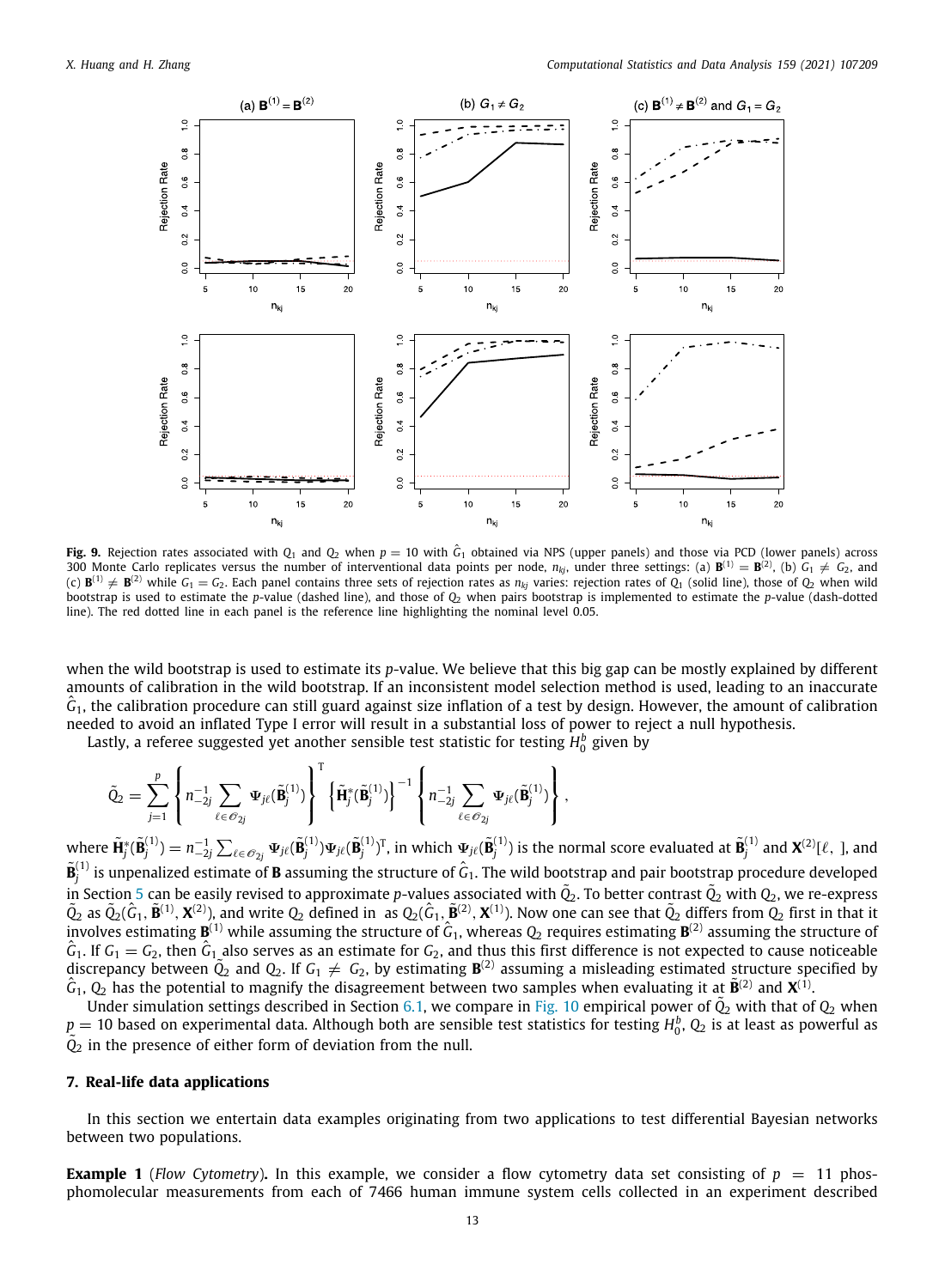**Fig. 9.** Rejection rates associated with $Q_1$ and $Q_2$ when $p = 10$ with $\hat{G}_1$ obtained via NPS (upper panels) and those via PCD (lower panels) across 300 Monte Carlo replicates versus the number of interventional data points per node, $n_{kj}$, under three settings: (a) $\mathbf{B}^{(1)} = \mathbf{B}^{(2)}$, (b) $G_1 \neq G_2$, and (c) $\mathbf{B}^{(1)} \neq \mathbf{B}^{(2)}$ while $G_1 = G_2$. Each panel contains three sets of rejection rates as $n_{kj}$ varies: rejection rates of $Q_1$ (solid line), those of $Q_2$ when wild bootstrap is used to estimate the $p$-value (dashed line), and those of $Q_2$ when pairs bootstrap is implemented to estimate the $p$-value (dash-dotted line). The red dotted line in each panel is the reference line highlighting the nominal level 0.05.

when the wild bootstrap is used to estimate its $p$-value. We believe that this big gap can be mostly explained by different amounts of calibration in the wild bootstrap. If an inconsistent model selection method is used, leading to an inaccurate $\hat{G}_1$, the calibration procedure can still guard against size inflation of a test by design. However, the amount of calibration needed to avoid an inflated Type I error will result in a substantial loss of power to reject a null hypothesis.

Lastly, a referee suggested yet another sensible test statistic for testing $H_0^b$ given by

$$\tilde{Q}_2 = \sum_{j=1}^{p} \left\{ n_{-2j}^{-1} \sum_{\ell \in \mathcal{O}_{2j}} \Psi_{j\ell}(\tilde{\mathbf{B}}_j^{(1)}) \right\}^{\mathrm{T}} \left\{ \tilde{\mathbf{H}}_j^*(\tilde{\mathbf{B}}_j^{(1)}) \right\}^{-1} \left\{ n_{-2j}^{-1} \sum_{\ell \in \mathcal{O}_{2j}} \Psi_{j\ell}(\tilde{\mathbf{B}}_j^{(1)}) \right\},$$

where $\tilde{\mathbf{H}}_j^*(\tilde{\mathbf{B}}_j^{(1)}) = n_{-2j}^{-1} \sum_{\ell \in \mathcal{O}_{2j}} \Psi_{j\ell}(\tilde{\mathbf{B}}_j^{(1)}) \Psi_{j\ell}(\tilde{\mathbf{B}}_j^{(1)})^{\mathrm{T}}$, in which $\Psi_{j\ell}(\tilde{\mathbf{B}}_j^{(1)})$ is the normal score evaluated at $\tilde{\mathbf{B}}_j^{(1)}$ and $\mathbf{X}^{(2)}[\ell, \,]$, and $\tilde{\mathbf{B}}_j^{(1)}$ is unpenalized estimate of $\mathbf{B}$ assuming the structure of $\hat{G}_1$. The wild bootstrap and pair bootstrap procedure developed in Section 5 can be easily revised to approximate $p$-values associated with $\tilde{Q}_2$. To better contrast $\tilde{Q}_2$ with $Q_2$, we re-express $\tilde{Q}_2$ as $\tilde{Q}_2(\hat{G}_1, \tilde{\mathbf{B}}^{(1)}, \mathbf{X}^{(2)})$, and write $Q_2$ defined in as $Q_2(\hat{G}_1, \tilde{\mathbf{B}}^{(2)}, \mathbf{X}^{(1)})$. Now one can see that $\tilde{Q}_2$ differs from $Q_2$ first in that it involves estimating $\mathbf{B}^{(1)}$ while assuming the structure of $\hat{G}_1$, whereas $Q_2$ requires estimating $\mathbf{B}^{(2)}$ assuming the structure of $\hat{G}_1$. If $G_1 = G_2$, then $\hat{G}_1$ also serves as an estimate for $G_2$, and thus this first difference is not expected to cause noticeable discrepancy between $\tilde{Q}_2$ and $Q_2$. If $G_1 \neq G_2$, by estimating $\mathbf{B}^{(2)}$ assuming a misleading estimated structure specified by $\hat{G}_1$, $Q_2$ has the potential to magnify the disagreement between two samples when evaluating it at $\tilde{\mathbf{B}}^{(2)}$ and $\mathbf{X}^{(1)}$.

Under simulation settings described in Section 6.1, we compare in Fig. 10 empirical power of $\tilde{Q}_2$ with that of $Q_2$ when $p = 10$ based on experimental data. Although both are sensible test statistics for testing $H_0^b$, $Q_2$ is at least as powerful as $\tilde{Q}_2$ in the presence of either form of deviation from the null.

## 7. Real-life data applications

In this section we entertain data examples originating from two applications to test differential Bayesian networks between two populations.

**Example 1** (*Flow Cytometry*). In this example, we consider a flow cytometry data set consisting of $p = 11$ phosphomolecular measurements from each of 7466 human immune system cells collected in an experiment described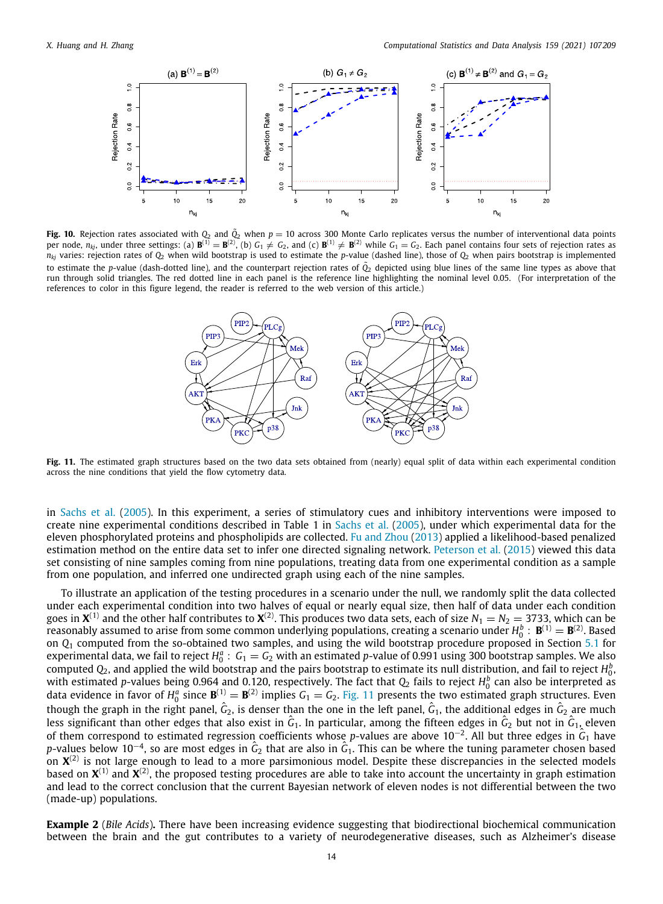**Fig. 10.** Rejection rates associated with $Q_2$ and $\tilde{Q}_2$ when $p = 10$ across 300 Monte Carlo replicates versus the number of interventional data points per node, $n_{kj}$, under three settings: (a) $\mathbf{B}^{(1)} = \mathbf{B}^{(2)}$, (b) $G_1 \neq G_2$, and (c) $\mathbf{B}^{(1)} \neq \mathbf{B}^{(2)}$ while $G_1 = G_2$. Each panel contains four sets of rejection rates as $n_{kj}$ varies: rejection rates of $Q_2$ when wild bootstrap is used to estimate the $p$-value (dashed line), those of $Q_2$ when pairs bootstrap is implemented to estimate the $p$-value (dash-dotted line), and the counterpart rejection rates of $\tilde{Q}_2$ depicted using blue lines of the same line types as above that run through solid triangles. The red dotted line in each panel is the reference line highlighting the nominal level 0.05. (For interpretation of the references to color in this figure legend, the reader is referred to the web version of this article.)

**Fig. 11.** The estimated graph structures based on the two data sets obtained from (nearly) equal split of data within each experimental condition across the nine conditions that yield the flow cytometry data.

in Sachs et al. (2005). In this experiment, a series of stimulatory cues and inhibitory interventions were imposed to create nine experimental conditions described in Table 1 in Sachs et al. (2005), under which experimental data for the eleven phosphorylated proteins and phospholipids are collected. Fu and Zhou (2013) applied a likelihood-based penalized estimation method on the entire data set to infer one directed signaling network. Peterson et al. (2015) viewed this data set consisting of nine samples coming from nine populations, treating data from one experimental condition as a sample from one population, and inferred one undirected graph using each of the nine samples.

To illustrate an application of the testing procedures in a scenario under the null, we randomly split the data collected under each experimental condition into two halves of equal or nearly equal size, then half of data under each condition goes in $\mathbf{X}^{(1)}$ and the other half contributes to $\mathbf{X}^{(2)}$. This produces two data sets, each of size $N_1 = N_2 = 3733$, which can be reasonably assumed to arise from some common underlying populations, creating a scenario under $H_0^b : \mathbf{B}^{(1)} = \mathbf{B}^{(2)}$. Based on $Q_1$ computed from the so-obtained two samples, and using the wild bootstrap procedure proposed in Section 5.1 for experimental data, we fail to reject $H_0^a : G_1 = G_2$ with an estimated $p$-value of 0.991 using 300 bootstrap samples. We also computed $Q_2$, and applied the wild bootstrap and the pairs bootstrap to estimate its null distribution, and fail to reject $H_0^b$, with estimated $p$-values being 0.964 and 0.120, respectively. The fact that $Q_2$ fails to reject $H_0^b$ can also be interpreted as data evidence in favor of $H_0^a$ since $\mathbf{B}^{(1)} = \mathbf{B}^{(2)}$ implies $G_1 = G_2$. Fig. 11 presents the two estimated graph structures. Even though the graph in the right panel, $\hat{G}_2$, is denser than the one in the left panel, $\hat{G}_1$, the additional edges in $\hat{G}_2$ are much less significant than other edges that also exist in $\hat{G}_1$. In particular, among the fifteen edges in $\hat{G}_2$ but not in $\hat{G}_1$, eleven of them correspond to estimated regression coefficients whose $p$-values are above $10^{-2}$. All but three edges in $\hat{G}_1$ have $p$-values below $10^{-4}$, so are most edges in $\hat{G}_2$ that are also in $\hat{G}_1$. This can be where the tuning parameter chosen based on $\mathbf{X}^{(2)}$ is not large enough to lead to a more parsimonious model. Despite these discrepancies in the selected models based on $\mathbf{X}^{(1)}$ and $\mathbf{X}^{(2)}$, the proposed testing procedures are able to take into account the uncertainty in graph estimation and lead to the correct conclusion that the current Bayesian network of eleven nodes is not differential between the two (made-up) populations.

**Example 2** (*Bile Acids*)**.** There have been increasing evidence suggesting that biodirectional biochemical communication between the brain and the gut contributes to a variety of neurodegenerative diseases, such as Alzheimer's disease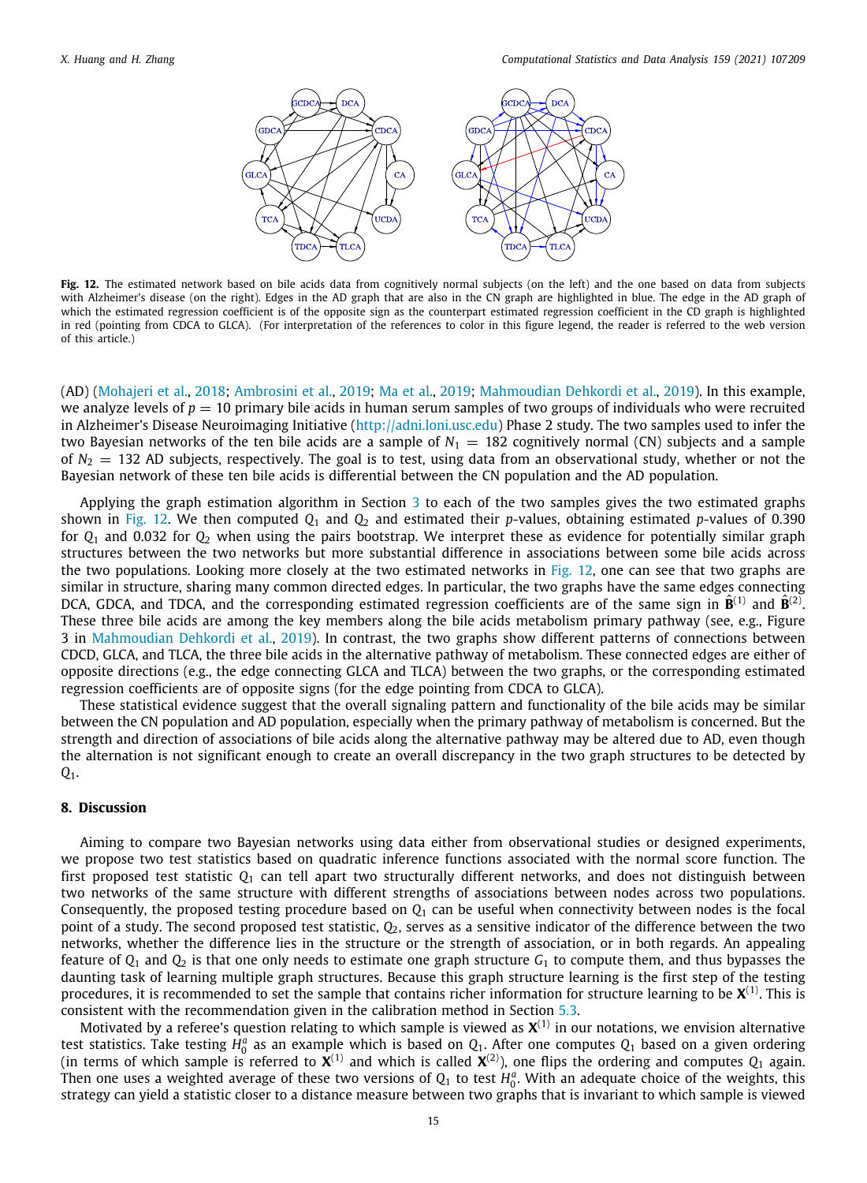**Fig. 12.** The estimated network based on bile acids data from cognitively normal subjects (on the left) and the one based on data from subjects with Alzheimer's disease (on the right). Edges in the AD graph that are also in the CN graph are highlighted in blue. The edge in the AD graph of which the estimated regression coefficient is of the opposite sign as the counterpart estimated regression coefficient in the CD graph is highlighted in red (pointing from CDCA to GLCA). (For interpretation of the references to color in this figure legend, the reader is referred to the web version of this article.)

(AD) (Mohajeri et al., 2018; Ambrosini et al., 2019; Ma et al., 2019; Mahmoudian Dehkordi et al., 2019). In this example, we analyze levels of $p = 10$ primary bile acids in human serum samples of two groups of individuals who were recruited in Alzheimer's Disease Neuroimaging Initiative (http://adni.loni.usc.edu) Phase 2 study. The two samples used to infer the two Bayesian networks of the ten bile acids are a sample of $N_1 = 182$ cognitively normal (CN) subjects and a sample of $N_2 = 132$ AD subjects, respectively. The goal is to test, using data from an observational study, whether or not the Bayesian network of these ten bile acids is differential between the CN population and the AD population.

Applying the graph estimation algorithm in Section 3 to each of the two samples gives the two estimated graphs shown in Fig. 12. We then computed $Q_1$ and $Q_2$ and estimated their $p$-values, obtaining estimated $p$-values of 0.390 for $Q_1$ and 0.032 for $Q_2$ when using the pairs bootstrap. We interpret these as evidence for potentially similar graph structures between the two networks but more substantial difference in associations between some bile acids across the two populations. Looking more closely at the two estimated networks in Fig. 12, one can see that two graphs are similar in structure, sharing many common directed edges. In particular, the two graphs have the same edges connecting DCA, GDCA, and TDCA, and the corresponding estimated regression coefficients are of the same sign in $\hat{\mathbf{B}}^{(1)}$ and $\hat{\mathbf{B}}^{(2)}$. These three bile acids are among the key members along the bile acids metabolism primary pathway (see, e.g., Figure 3 in Mahmoudian Dehkordi et al., 2019). In contrast, the two graphs show different patterns of connections between CDCD, GLCA, and TLCA, the three bile acids in the alternative pathway of metabolism. These connected edges are either of opposite directions (e.g., the edge connecting GLCA and TLCA) between the two graphs, or the corresponding estimated regression coefficients are of opposite signs (for the edge pointing from CDCA to GLCA).

These statistical evidence suggest that the overall signaling pattern and functionality of the bile acids may be similar between the CN population and AD population, especially when the primary pathway of metabolism is concerned. But the strength and direction of associations of bile acids along the alternative pathway may be altered due to AD, even though the alternation is not significant enough to create an overall discrepancy in the two graph structures to be detected by $Q_1$.

## 8. Discussion

Aiming to compare two Bayesian networks using data either from observational studies or designed experiments, we propose two test statistics based on quadratic inference functions associated with the normal score function. The first proposed test statistic $Q_1$ can tell apart two structurally different networks, and does not distinguish between two networks of the same structure with different strengths of associations between nodes across two populations. Consequently, the proposed testing procedure based on $Q_1$ can be useful when connectivity between nodes is the focal point of a study. The second proposed test statistic, $Q_2$, serves as a sensitive indicator of the difference between the two networks, whether the difference lies in the structure or the strength of association, or in both regards. An appealing feature of $Q_1$ and $Q_2$ is that one only needs to estimate one graph structure $G_1$ to compute them, and thus bypasses the daunting task of learning multiple graph structures. Because this graph structure learning is the first step of the testing procedures, it is recommended to set the sample that contains richer information for structure learning to be $\mathbf{X}^{(1)}$. This is consistent with the recommendation given in the calibration method in Section 5.3.

Motivated by a referee's question relating to which sample is viewed as $\mathbf{X}^{(1)}$ in our notations, we envision alternative test statistics. Take testing $H_0^a$ as an example which is based on $Q_1$. After one computes $Q_1$ based on a given ordering (in terms of which sample is referred to $\mathbf{X}^{(1)}$ and which is called $\mathbf{X}^{(2)}$), one flips the ordering and computes $Q_1$ again. Then one uses a weighted average of these two versions of $Q_1$ to test $H_0^a$. With an adequate choice of the weights, this strategy can yield a statistic closer to a distance measure between two graphs that is invariant to which sample is viewed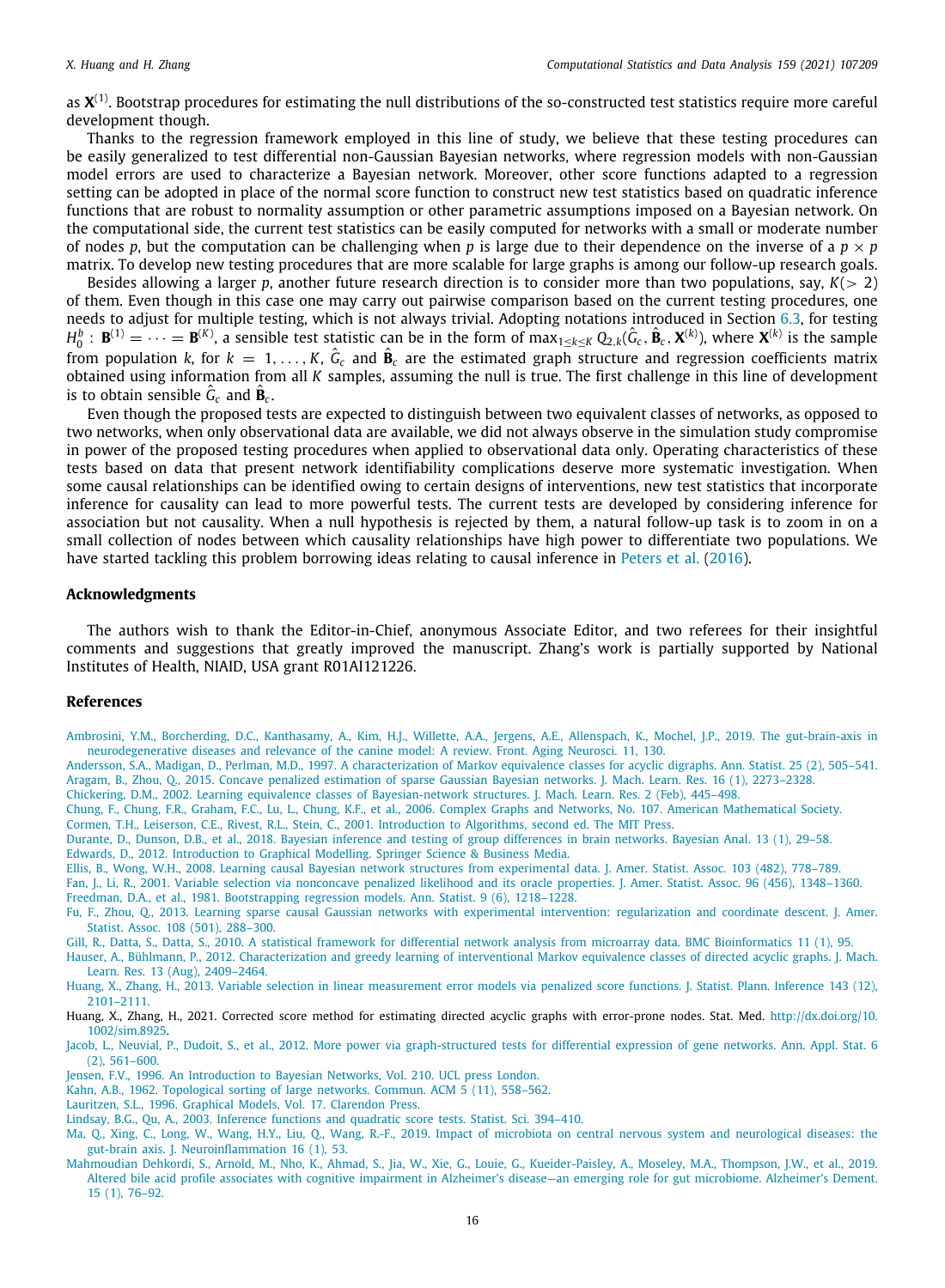as $\mathbf{X}^{(1)}$. Bootstrap procedures for estimating the null distributions of the so-constructed test statistics require more careful development though.

Thanks to the regression framework employed in this line of study, we believe that these testing procedures can be easily generalized to test differential non-Gaussian Bayesian networks, where regression models with non-Gaussian model errors are used to characterize a Bayesian network. Moreover, other score functions adapted to a regression setting can be adopted in place of the normal score function to construct new test statistics based on quadratic inference functions that are robust to normality assumption or other parametric assumptions imposed on a Bayesian network. On the computational side, the current test statistics can be easily computed for networks with a small or moderate number of nodes $p$, but the computation can be challenging when $p$ is large due to their dependence on the inverse of a $p \times p$ matrix. To develop new testing procedures that are more scalable for large graphs is among our follow-up research goals.

Besides allowing a larger $p$, another future research direction is to consider more than two populations, say, $K(> 2)$ of them. Even though in this case one may carry out pairwise comparison based on the current testing procedures, one needs to adjust for multiple testing, which is not always trivial. Adopting notations introduced in Section 6.3, for testing $H_0^b$ : $\mathbf{B}^{(1)} = \cdots = \mathbf{B}^{(K)}$, a sensible test statistic can be in the form of $\max_{1 \leq k \leq K} Q_{2,k}(\hat{G}_c, \hat{\mathbf{B}}_c, \mathbf{X}^{(k)})$, where $\mathbf{X}^{(k)}$ is the sample from population $k$, for $k = 1, \ldots, K$, $\hat{G}_c$ and $\hat{\mathbf{B}}_c$ are the estimated graph structure and regression coefficients matrix obtained using information from all $K$ samples, assuming the null is true. The first challenge in this line of development is to obtain sensible $\hat{G}_c$ and $\hat{\mathbf{B}}_c$.

Even though the proposed tests are expected to distinguish between two equivalent classes of networks, as opposed to two networks, when only observational data are available, we did not always observe in the simulation study compromise in power of the proposed testing procedures when applied to observational data only. Operating characteristics of these tests based on data that present network identifiability complications deserve more systematic investigation. When some causal relationships can be identified owing to certain designs of interventions, new test statistics that incorporate inference for causality can lead to more powerful tests. The current tests are developed by considering inference for association but not causality. When a null hypothesis is rejected by them, a natural follow-up task is to zoom in on a small collection of nodes between which causality relationships have high power to differentiate two populations. We have started tackling this problem borrowing ideas relating to causal inference in Peters et al. (2016).

## Acknowledgments

The authors wish to thank the Editor-in-Chief, anonymous Associate Editor, and two referees for their insightful comments and suggestions that greatly improved the manuscript. Zhang's work is partially supported by National Institutes of Health, NIAID, USA grant R01AI121226.

## References

Ambrosini, Y.M., Borcherding, D.C., Kanthasamy, A., Kim, H.J., Willette, A.A., Jergens, A.E., Allenspach, K., Mochel, J.P., 2019. The gut-brain-axis in neurodegenerative diseases and relevance of the canine model: A review. Front. Aging Neurosci. 11, 130.

Andersson, S.A., Madigan, D., Perlman, M.D., 1997. A characterization of Markov equivalence classes for acyclic digraphs. Ann. Statist. 25 (2), 505–541.

Aragam, B., Zhou, Q., 2015. Concave penalized estimation of sparse Gaussian Bayesian networks. J. Mach. Learn. Res. 16 (1), 2273–2328.

Chickering, D.M., 2002. Learning equivalence classes of Bayesian-network structures. J. Mach. Learn. Res. 2 (Feb), 445–498.

Chung, F., Chung, F.R., Graham, F.C., Lu, L., Chung, K.F., et al., 2006. Complex Graphs and Networks, No. 107. American Mathematical Society.

Cormen, T.H., Leiserson, C.E., Rivest, R.L., Stein, C., 2001. Introduction to Algorithms, second ed. The MIT Press.

Durante, D., Dunson, D.B., et al., 2018. Bayesian inference and testing of group differences in brain networks. Bayesian Anal. 13 (1), 29–58.

Edwards, D., 2012. Introduction to Graphical Modelling. Springer Science & Business Media.

Ellis, B., Wong, W.H., 2008. Learning causal Bayesian network structures from experimental data. J. Amer. Statist. Assoc. 103 (482), 778–789.

Fan, J., Li, R., 2001. Variable selection via nonconcave penalized likelihood and its oracle properties. J. Amer. Statist. Assoc. 96 (456), 1348–1360.

Freedman, D.A., et al., 1981. Bootstrapping regression models. Ann. Statist. 9 (6), 1218–1228.

Fu, F., Zhou, Q., 2013. Learning sparse causal Gaussian networks with experimental intervention: regularization and coordinate descent. J. Amer. Statist. Assoc. 108 (501), 288–300.

Gill, R., Datta, S., Datta, S., 2010. A statistical framework for differential network analysis from microarray data. BMC Bioinformatics 11 (1), 95.

Hauser, A., Bühlmann, P., 2012. Characterization and greedy learning of interventional Markov equivalence classes of directed acyclic graphs. J. Mach. Learn. Res. 13 (Aug), 2409–2464.

Huang, X., Zhang, H., 2013. Variable selection in linear measurement error models via penalized score functions. J. Statist. Plann. Inference 143 (12), 2101–2111.

Huang, X., Zhang, H., 2021. Corrected score method for estimating directed acyclic graphs with error-prone nodes. Stat. Med. http://dx.doi.org/10.1002/sim.8925.

Jacob, L., Neuvial, P., Dudoit, S., et al., 2012. More power via graph-structured tests for differential expression of gene networks. Ann. Appl. Stat. 6 (2), 561–600.

Jensen, F.V., 1996. An Introduction to Bayesian Networks, Vol. 210. UCL press London.

Kahn, A.B., 1962. Topological sorting of large networks. Commun. ACM 5 (11), 558–562.

Lauritzen, S.L., 1996. Graphical Models, Vol. 17. Clarendon Press.

Lindsay, B.G., Qu, A., 2003. Inference functions and quadratic score tests. Statist. Sci. 394–410.

Ma, Q., Xing, C., Long, W., Wang, H.Y., Liu, Q., Wang, R.-F., 2019. Impact of microbiota on central nervous system and neurological diseases: the gut-brain axis. J. Neuroinflammation 16 (1), 53.

Mahmoudian Dehkordi, S., Arnold, M., Nho, K., Ahmad, S., Jia, W., Xie, G., Louie, G., Kueider-Paisley, A., Moseley, M.A., Thompson, J.W., et al., 2019. Altered bile acid profile associates with cognitive impairment in Alzheimer's disease—an emerging role for gut microbiome. Alzheimer's Dement. 15 (1), 76–92.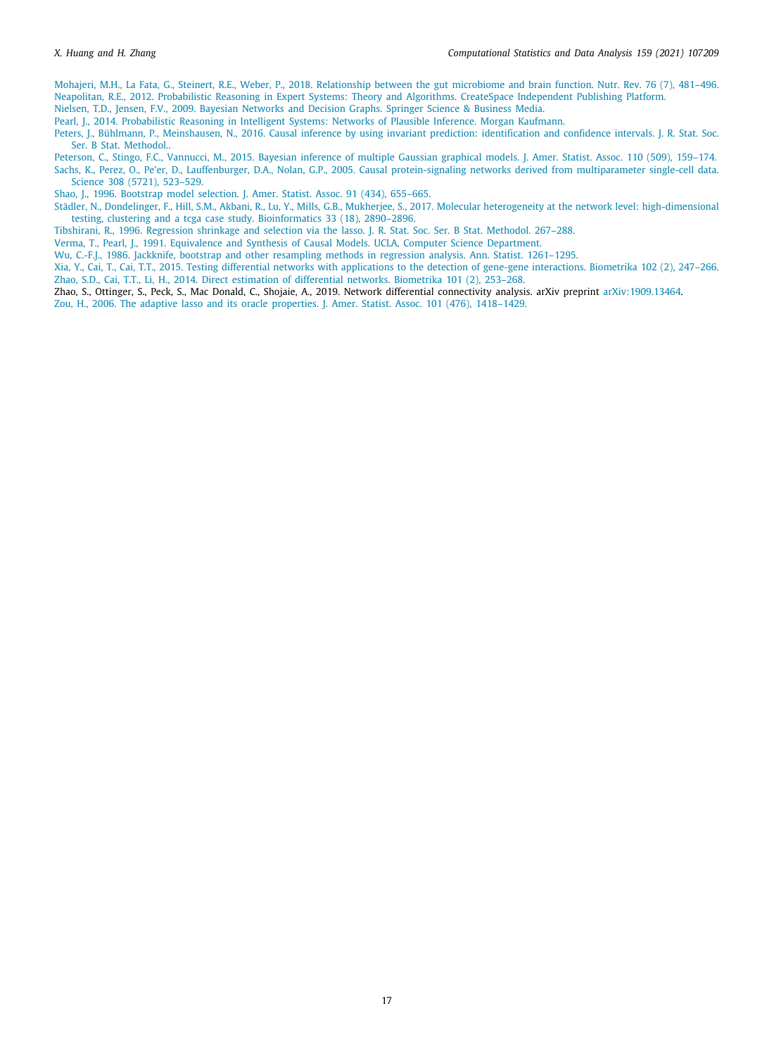Mohajeri, M.H., La Fata, G., Steinert, R.E., Weber, P., 2018. Relationship between the gut microbiome and brain function. Nutr. Rev. 76 (7), 481–496.

Neapolitan, R.E., 2012. Probabilistic Reasoning in Expert Systems: Theory and Algorithms. CreateSpace Independent Publishing Platform.

Nielsen, T.D., Jensen, F.V., 2009. Bayesian Networks and Decision Graphs. Springer Science & Business Media.

Pearl, J., 2014. Probabilistic Reasoning in Intelligent Systems: Networks of Plausible Inference. Morgan Kaufmann.

Peters, J., Bühlmann, P., Meinshausen, N., 2016. Causal inference by using invariant prediction: identification and confidence intervals. J. R. Stat. Soc. Ser. B Stat. Methodol..

Peterson, C., Stingo, F.C., Vannucci, M., 2015. Bayesian inference of multiple Gaussian graphical models. J. Amer. Statist. Assoc. 110 (509), 159–174.

Sachs, K., Perez, O., Pe'er, D., Lauffenburger, D.A., Nolan, G.P., 2005. Causal protein-signaling networks derived from multiparameter single-cell data. Science 308 (5721), 523–529.

Shao, J., 1996. Bootstrap model selection. J. Amer. Statist. Assoc. 91 (434), 655–665.

Städler, N., Dondelinger, F., Hill, S.M., Akbani, R., Lu, Y., Mills, G.B., Mukherjee, S., 2017. Molecular heterogeneity at the network level: high-dimensional testing, clustering and a tcga case study. Bioinformatics 33 (18), 2890–2896.

Tibshirani, R., 1996. Regression shrinkage and selection via the lasso. J. R. Stat. Soc. Ser. B Stat. Methodol. 267–288.

Verma, T., Pearl, J., 1991. Equivalence and Synthesis of Causal Models. UCLA, Computer Science Department.

Wu, C.-F.J., 1986. Jackknife, bootstrap and other resampling methods in regression analysis. Ann. Statist. 1261–1295.

Xia, Y., Cai, T., Cai, T.T., 2015. Testing differential networks with applications to the detection of gene-gene interactions. Biometrika 102 (2), 247–266.

Zhao, S.D., Cai, T.T., Li, H., 2014. Direct estimation of differential networks. Biometrika 101 (2), 253–268.

Zhao, S., Ottinger, S., Peck, S., Mac Donald, C., Shojaie, A., 2019. Network differential connectivity analysis. arXiv preprint arXiv:1909.13464.

Zou, H., 2006. The adaptive lasso and its oracle properties. J. Amer. Statist. Assoc. 101 (476), 1418–1429.